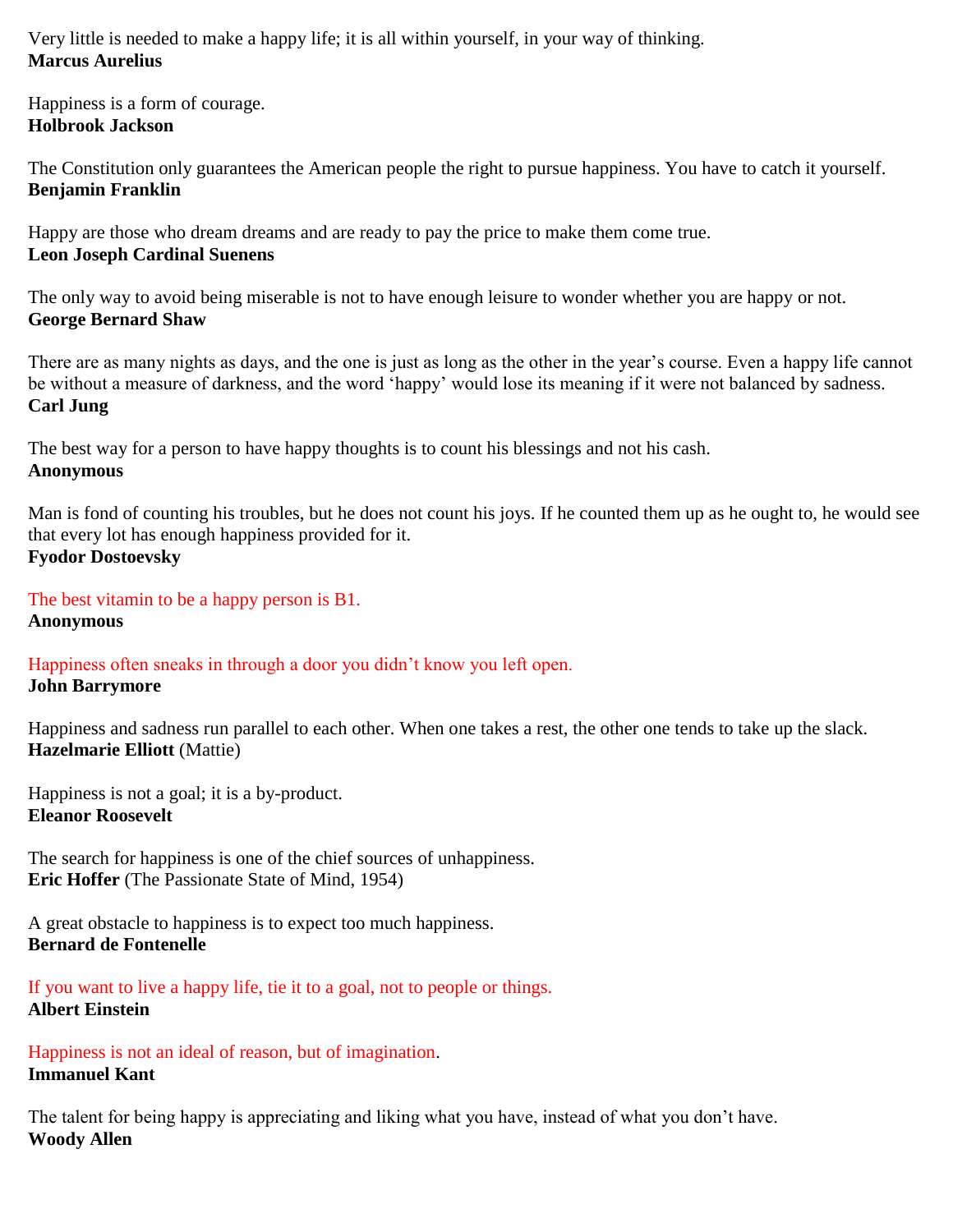Very little is needed to make a happy life; it is all within yourself, in your way of thinking.
**Marcus Aurelius**

Happiness is a form of courage.
**Holbrook Jackson**

The Constitution only guarantees the American people the right to pursue happiness. You have to catch it yourself.
**Benjamin Franklin**

Happy are those who dream dreams and are ready to pay the price to make them come true.
**Leon Joseph Cardinal Suenens**

The only way to avoid being miserable is not to have enough leisure to wonder whether you are happy or not.
**George Bernard Shaw**

There are as many nights as days, and the one is just as long as the other in the year's course. Even a happy life cannot be without a measure of darkness, and the word 'happy' would lose its meaning if it were not balanced by sadness.
**Carl Jung**

The best way for a person to have happy thoughts is to count his blessings and not his cash.
**Anonymous**

Man is fond of counting his troubles, but he does not count his joys. If he counted them up as he ought to, he would see that every lot has enough happiness provided for it.
**Fyodor Dostoevsky**

The best vitamin to be a happy person is B1.
**Anonymous**

Happiness often sneaks in through a door you didn't know you left open.
**John Barrymore**

Happiness and sadness run parallel to each other. When one takes a rest, the other one tends to take up the slack.
**Hazelmarie Elliott** (Mattie)

Happiness is not a goal; it is a by-product.
**Eleanor Roosevelt**

The search for happiness is one of the chief sources of unhappiness.
**Eric Hoffer** (The Passionate State of Mind, 1954)

A great obstacle to happiness is to expect too much happiness.
**Bernard de Fontenelle**

If you want to live a happy life, tie it to a goal, not to people or things.
**Albert Einstein**

Happiness is not an ideal of reason, but of imagination.
**Immanuel Kant**

The talent for being happy is appreciating and liking what you have, instead of what you don't have.
**Woody Allen**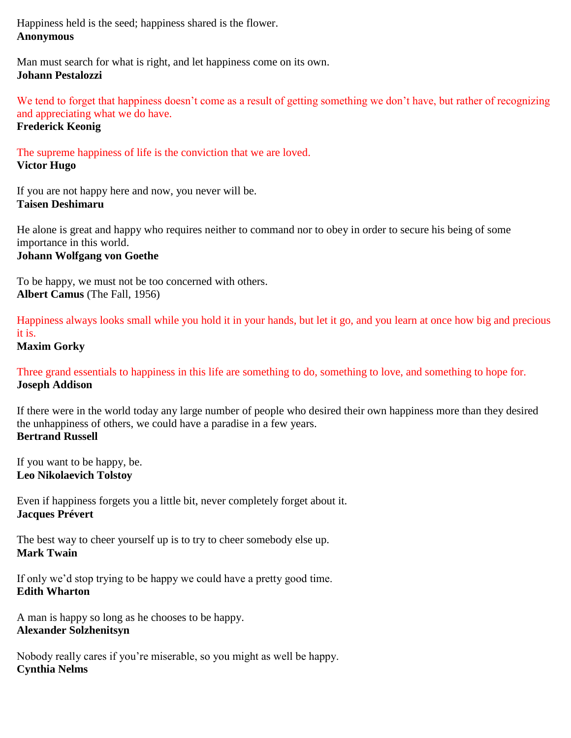Happiness held is the seed; happiness shared is the flower.
**Anonymous**

Man must search for what is right, and let happiness come on its own.
**Johann Pestalozzi**

We tend to forget that happiness doesn't come as a result of getting something we don't have, but rather of recognizing and appreciating what we do have.
**Frederick Keonig**

The supreme happiness of life is the conviction that we are loved.
**Victor Hugo**

If you are not happy here and now, you never will be.
**Taisen Deshimaru**

He alone is great and happy who requires neither to command nor to obey in order to secure his being of some importance in this world.
**Johann Wolfgang von Goethe**

To be happy, we must not be too concerned with others.
**Albert Camus** (The Fall, 1956)

Happiness always looks small while you hold it in your hands, but let it go, and you learn at once how big and precious it is.
**Maxim Gorky**

Three grand essentials to happiness in this life are something to do, something to love, and something to hope for.
**Joseph Addison**

If there were in the world today any large number of people who desired their own happiness more than they desired the unhappiness of others, we could have a paradise in a few years.
**Bertrand Russell**

If you want to be happy, be.
**Leo Nikolaevich Tolstoy**

Even if happiness forgets you a little bit, never completely forget about it.
**Jacques Prévert**

The best way to cheer yourself up is to try to cheer somebody else up.
**Mark Twain**

If only we'd stop trying to be happy we could have a pretty good time.
**Edith Wharton**

A man is happy so long as he chooses to be happy.
**Alexander Solzhenitsyn**

Nobody really cares if you're miserable, so you might as well be happy.
**Cynthia Nelms**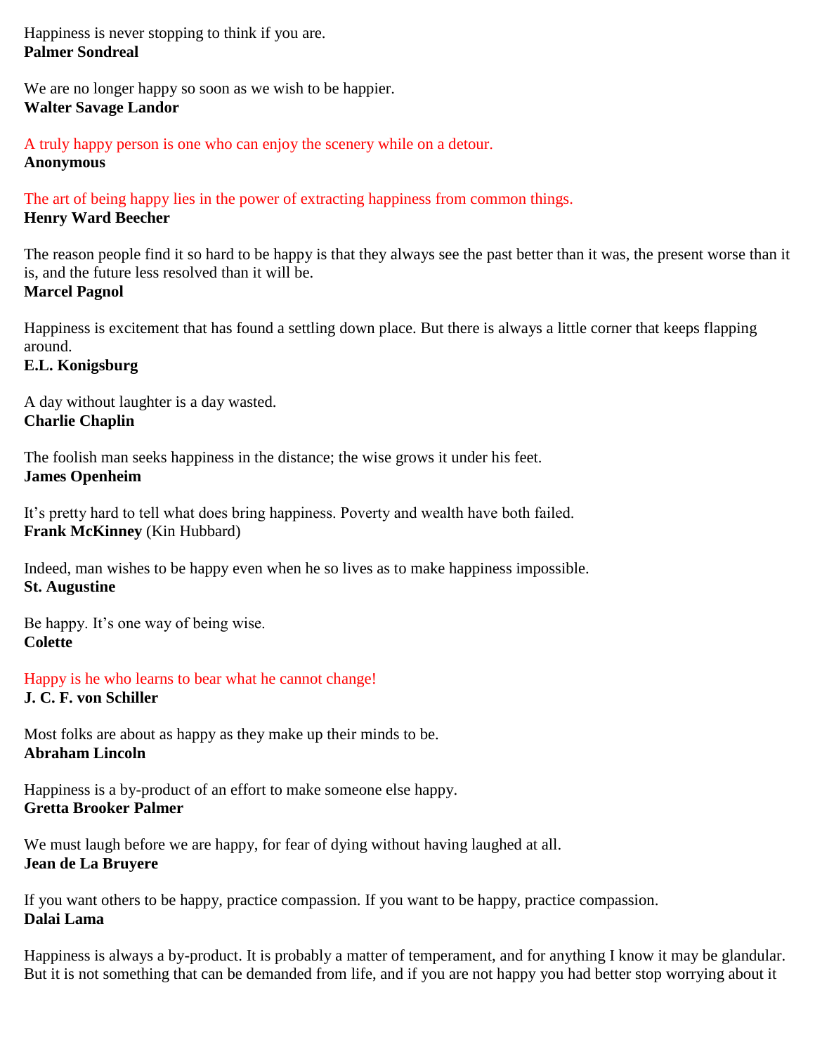Happiness is never stopping to think if you are.
**Palmer Sondreal**

We are no longer happy so soon as we wish to be happier.
**Walter Savage Landor**

A truly happy person is one who can enjoy the scenery while on a detour.
**Anonymous**

The art of being happy lies in the power of extracting happiness from common things.
**Henry Ward Beecher**

The reason people find it so hard to be happy is that they always see the past better than it was, the present worse than it is, and the future less resolved than it will be.
**Marcel Pagnol**

Happiness is excitement that has found a settling down place. But there is always a little corner that keeps flapping around.
**E.L. Konigsburg**

A day without laughter is a day wasted.
**Charlie Chaplin**

The foolish man seeks happiness in the distance; the wise grows it under his feet.
**James Openheim**

It's pretty hard to tell what does bring happiness. Poverty and wealth have both failed.
**Frank McKinney** (Kin Hubbard)

Indeed, man wishes to be happy even when he so lives as to make happiness impossible.
**St. Augustine**

Be happy. It's one way of being wise.
**Colette**

Happy is he who learns to bear what he cannot change!
**J. C. F. von Schiller**

Most folks are about as happy as they make up their minds to be.
**Abraham Lincoln**

Happiness is a by-product of an effort to make someone else happy.
**Gretta Brooker Palmer**

We must laugh before we are happy, for fear of dying without having laughed at all.
**Jean de La Bruyere**

If you want others to be happy, practice compassion. If you want to be happy, practice compassion.
**Dalai Lama**

Happiness is always a by-product. It is probably a matter of temperament, and for anything I know it may be glandular. But it is not something that can be demanded from life, and if you are not happy you had better stop worrying about it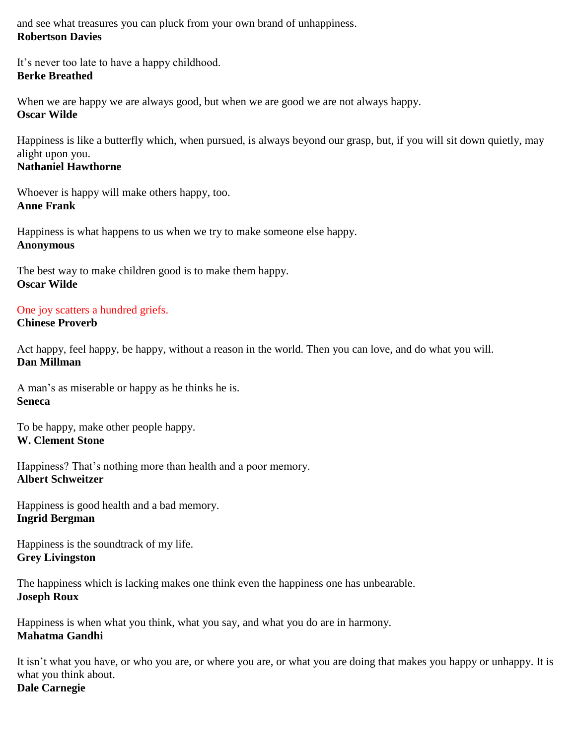and see what treasures you can pluck from your own brand of unhappiness.
**Robertson Davies**

It's never too late to have a happy childhood.
**Berke Breathed**

When we are happy we are always good, but when we are good we are not always happy.
**Oscar Wilde**

Happiness is like a butterfly which, when pursued, is always beyond our grasp, but, if you will sit down quietly, may alight upon you.
**Nathaniel Hawthorne**

Whoever is happy will make others happy, too.
**Anne Frank**

Happiness is what happens to us when we try to make someone else happy.
**Anonymous**

The best way to make children good is to make them happy.
**Oscar Wilde**

One joy scatters a hundred griefs.
**Chinese Proverb**

Act happy, feel happy, be happy, without a reason in the world. Then you can love, and do what you will.
**Dan Millman**

A man's as miserable or happy as he thinks he is.
**Seneca**

To be happy, make other people happy.
**W. Clement Stone**

Happiness? That's nothing more than health and a poor memory.
**Albert Schweitzer**

Happiness is good health and a bad memory.
**Ingrid Bergman**

Happiness is the soundtrack of my life.
**Grey Livingston**

The happiness which is lacking makes one think even the happiness one has unbearable.
**Joseph Roux**

Happiness is when what you think, what you say, and what you do are in harmony.
**Mahatma Gandhi**

It isn't what you have, or who you are, or where you are, or what you are doing that makes you happy or unhappy. It is what you think about.
**Dale Carnegie**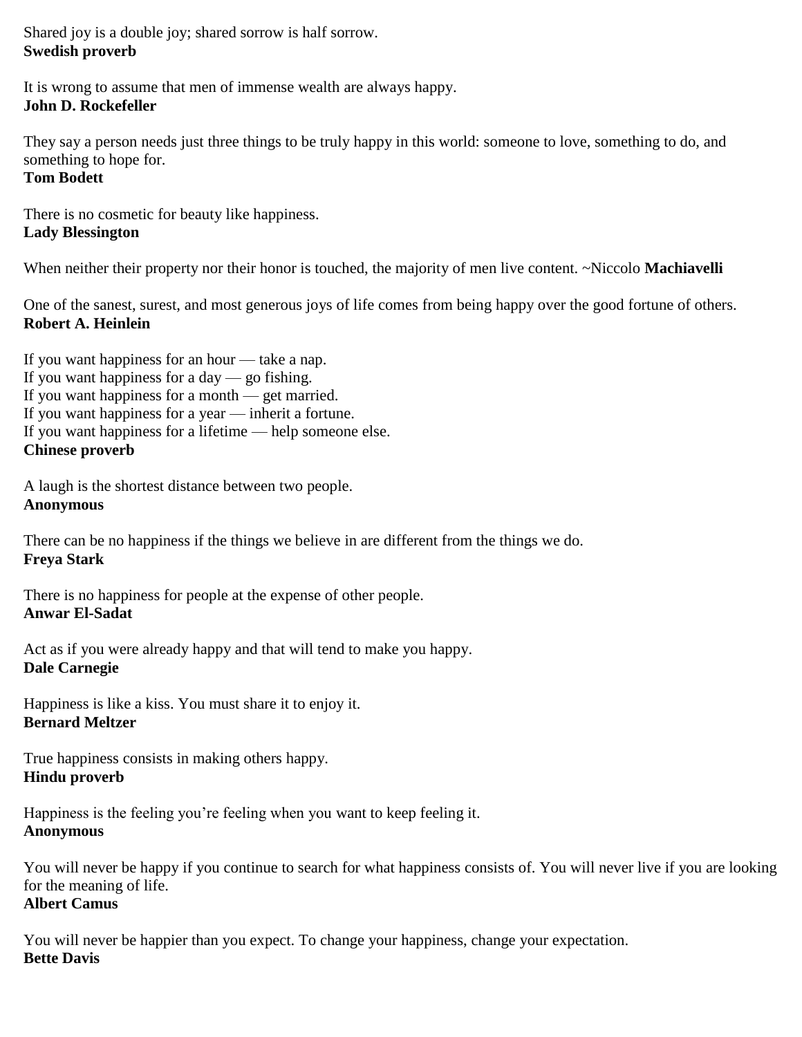Shared joy is a double joy; shared sorrow is half sorrow.
**Swedish proverb**

It is wrong to assume that men of immense wealth are always happy.
**John D. Rockefeller**

They say a person needs just three things to be truly happy in this world: someone to love, something to do, and something to hope for.
**Tom Bodett**

There is no cosmetic for beauty like happiness.
**Lady Blessington**

When neither their property nor their honor is touched, the majority of men live content. ~Niccolo **Machiavelli**

One of the sanest, surest, and most generous joys of life comes from being happy over the good fortune of others.
**Robert A. Heinlein**

If you want happiness for an hour — take a nap.
If you want happiness for a day — go fishing.
If you want happiness for a month — get married.
If you want happiness for a year — inherit a fortune.
If you want happiness for a lifetime — help someone else.
**Chinese proverb**

A laugh is the shortest distance between two people.
**Anonymous**

There can be no happiness if the things we believe in are different from the things we do.
**Freya Stark**

There is no happiness for people at the expense of other people.
**Anwar El-Sadat**

Act as if you were already happy and that will tend to make you happy.
**Dale Carnegie**

Happiness is like a kiss. You must share it to enjoy it.
**Bernard Meltzer**

True happiness consists in making others happy.
**Hindu proverb**

Happiness is the feeling you're feeling when you want to keep feeling it.
**Anonymous**

You will never be happy if you continue to search for what happiness consists of. You will never live if you are looking for the meaning of life.
**Albert Camus**

You will never be happier than you expect. To change your happiness, change your expectation.
**Bette Davis**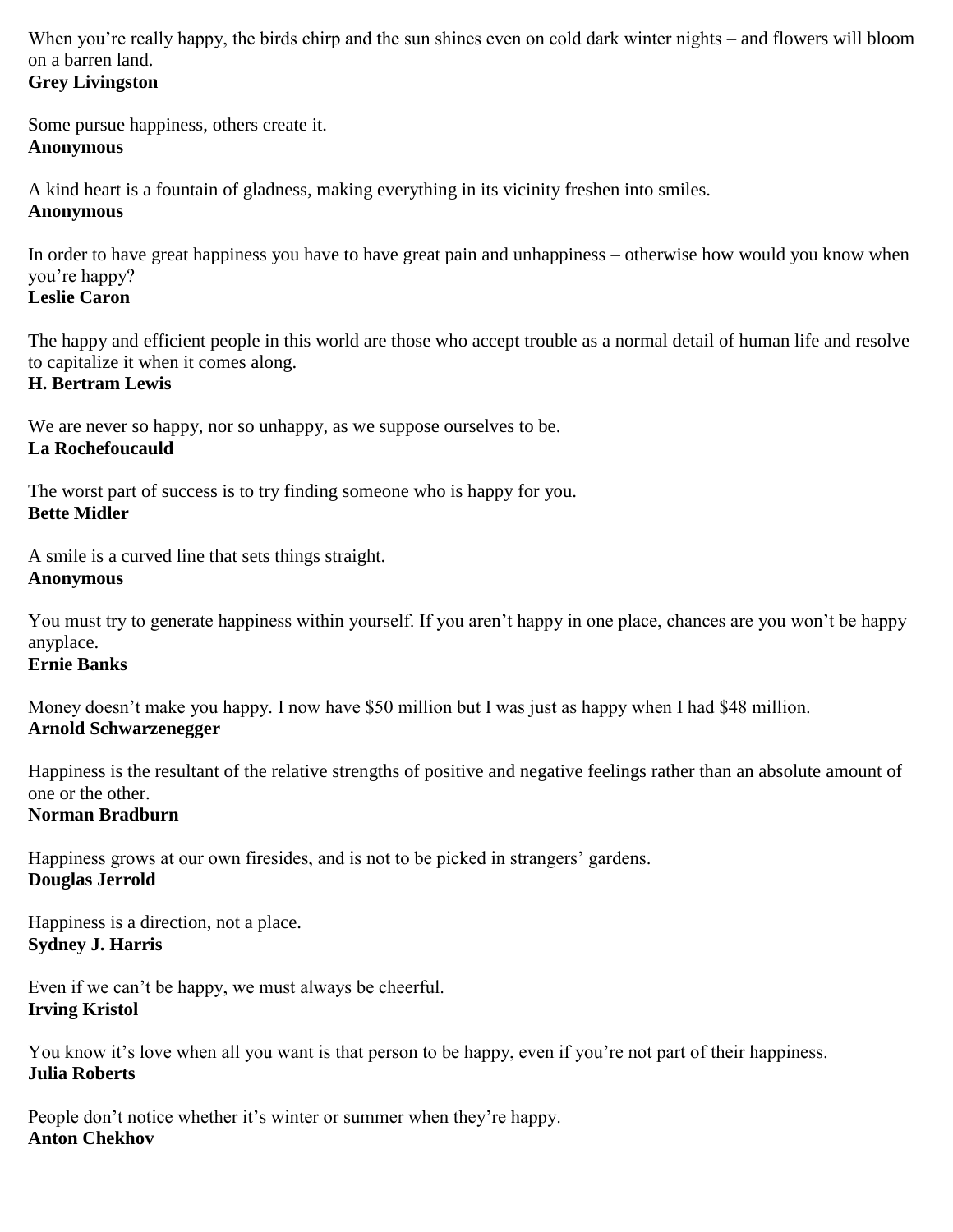When you’re really happy, the birds chirp and the sun shines even on cold dark winter nights – and flowers will bloom on a barren land.
**Grey Livingston**

Some pursue happiness, others create it.
**Anonymous**

A kind heart is a fountain of gladness, making everything in its vicinity freshen into smiles.
**Anonymous**

In order to have great happiness you have to have great pain and unhappiness – otherwise how would you know when you’re happy?
**Leslie Caron**

The happy and efficient people in this world are those who accept trouble as a normal detail of human life and resolve to capitalize it when it comes along.
**H. Bertram Lewis**

We are never so happy, nor so unhappy, as we suppose ourselves to be.
**La Rochefoucauld**

The worst part of success is to try finding someone who is happy for you.
**Bette Midler**

A smile is a curved line that sets things straight.
**Anonymous**

You must try to generate happiness within yourself. If you aren’t happy in one place, chances are you won’t be happy anyplace.
**Ernie Banks**

Money doesn’t make you happy. I now have $50 million but I was just as happy when I had $48 million.
**Arnold Schwarzenegger**

Happiness is the resultant of the relative strengths of positive and negative feelings rather than an absolute amount of one or the other.
**Norman Bradburn**

Happiness grows at our own firesides, and is not to be picked in strangers’ gardens.
**Douglas Jerrold**

Happiness is a direction, not a place.
**Sydney J. Harris**

Even if we can’t be happy, we must always be cheerful.
**Irving Kristol**

You know it’s love when all you want is that person to be happy, even if you’re not part of their happiness.
**Julia Roberts**

People don’t notice whether it’s winter or summer when they’re happy.
**Anton Chekhov**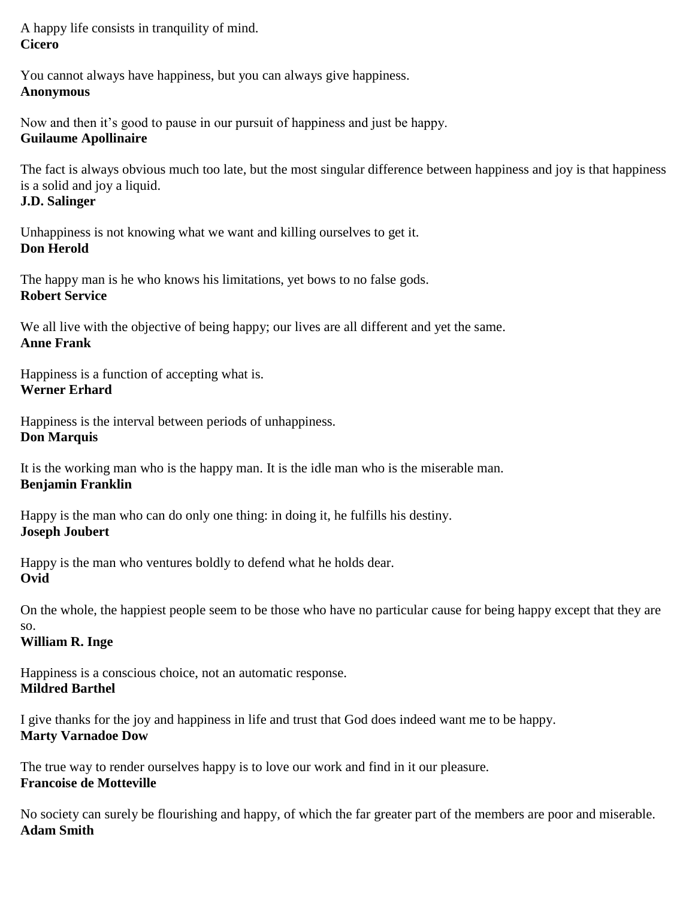A happy life consists in tranquility of mind.
**Cicero**

You cannot always have happiness, but you can always give happiness.
**Anonymous**

Now and then it's good to pause in our pursuit of happiness and just be happy.
**Guilaume Apollinaire**

The fact is always obvious much too late, but the most singular difference between happiness and joy is that happiness is a solid and joy a liquid.
**J.D. Salinger**

Unhappiness is not knowing what we want and killing ourselves to get it.
**Don Herold**

The happy man is he who knows his limitations, yet bows to no false gods.
**Robert Service**

We all live with the objective of being happy; our lives are all different and yet the same.
**Anne Frank**

Happiness is a function of accepting what is.
**Werner Erhard**

Happiness is the interval between periods of unhappiness.
**Don Marquis**

It is the working man who is the happy man. It is the idle man who is the miserable man.
**Benjamin Franklin**

Happy is the man who can do only one thing: in doing it, he fulfills his destiny.
**Joseph Joubert**

Happy is the man who ventures boldly to defend what he holds dear.
**Ovid**

On the whole, the happiest people seem to be those who have no particular cause for being happy except that they are so.
**William R. Inge**

Happiness is a conscious choice, not an automatic response.
**Mildred Barthel**

I give thanks for the joy and happiness in life and trust that God does indeed want me to be happy.
**Marty Varnadoe Dow**

The true way to render ourselves happy is to love our work and find in it our pleasure.
**Francoise de Motteville**

No society can surely be flourishing and happy, of which the far greater part of the members are poor and miserable.
**Adam Smith**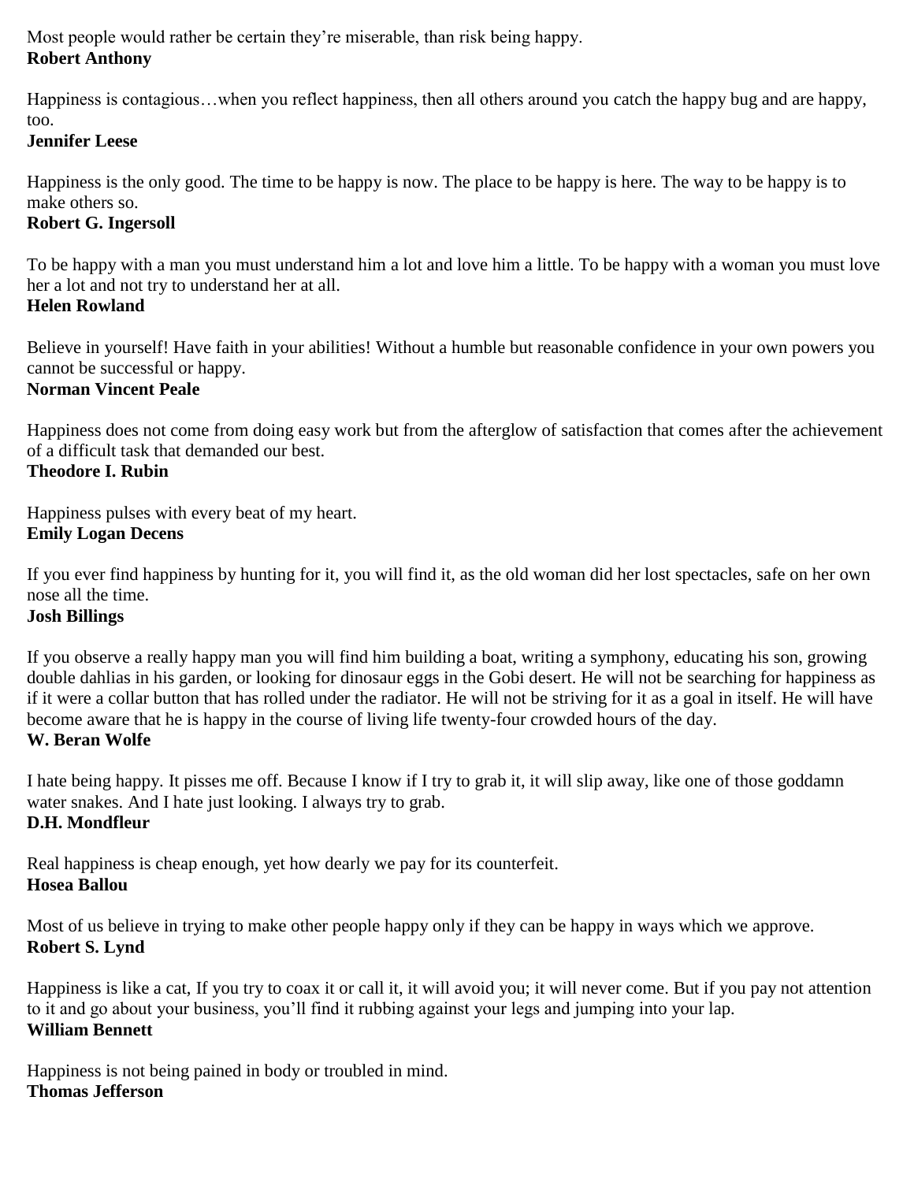Most people would rather be certain they're miserable, than risk being happy.
**Robert Anthony**

Happiness is contagious…when you reflect happiness, then all others around you catch the happy bug and are happy, too.
**Jennifer Leese**

Happiness is the only good. The time to be happy is now. The place to be happy is here. The way to be happy is to make others so.
**Robert G. Ingersoll**

To be happy with a man you must understand him a lot and love him a little. To be happy with a woman you must love her a lot and not try to understand her at all.
**Helen Rowland**

Believe in yourself! Have faith in your abilities! Without a humble but reasonable confidence in your own powers you cannot be successful or happy.
**Norman Vincent Peale**

Happiness does not come from doing easy work but from the afterglow of satisfaction that comes after the achievement of a difficult task that demanded our best.
**Theodore I. Rubin**

Happiness pulses with every beat of my heart.
**Emily Logan Decens**

If you ever find happiness by hunting for it, you will find it, as the old woman did her lost spectacles, safe on her own nose all the time.
**Josh Billings**

If you observe a really happy man you will find him building a boat, writing a symphony, educating his son, growing double dahlias in his garden, or looking for dinosaur eggs in the Gobi desert. He will not be searching for happiness as if it were a collar button that has rolled under the radiator. He will not be striving for it as a goal in itself. He will have become aware that he is happy in the course of living life twenty-four crowded hours of the day.
**W. Beran Wolfe**

I hate being happy. It pisses me off. Because I know if I try to grab it, it will slip away, like one of those goddamn water snakes. And I hate just looking. I always try to grab.
**D.H. Mondfleur**

Real happiness is cheap enough, yet how dearly we pay for its counterfeit.
**Hosea Ballou**

Most of us believe in trying to make other people happy only if they can be happy in ways which we approve.
**Robert S. Lynd**

Happiness is like a cat, If you try to coax it or call it, it will avoid you; it will never come. But if you pay not attention to it and go about your business, you'll find it rubbing against your legs and jumping into your lap.
**William Bennett**

Happiness is not being pained in body or troubled in mind.
**Thomas Jefferson**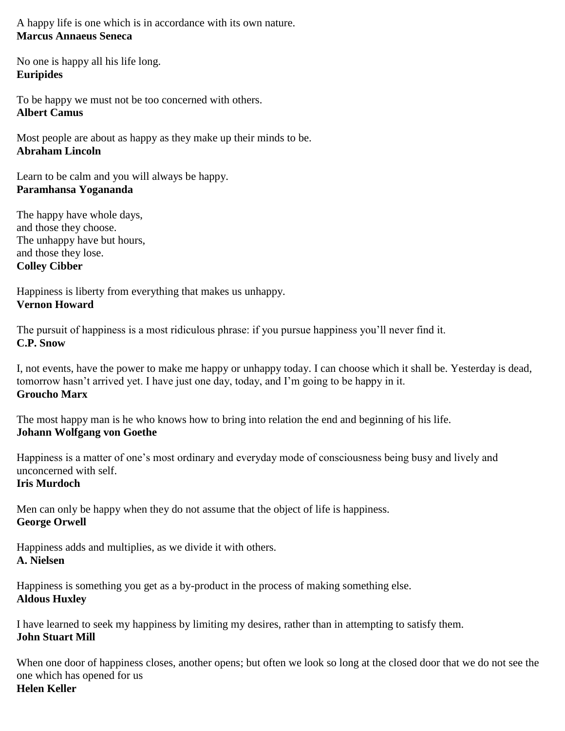A happy life is one which is in accordance with its own nature.
**Marcus Annaeus Seneca**

No one is happy all his life long.
**Euripides**

To be happy we must not be too concerned with others.
**Albert Camus**

Most people are about as happy as they make up their minds to be.
**Abraham Lincoln**

Learn to be calm and you will always be happy.
**Paramhansa Yogananda**

The happy have whole days,
and those they choose.
The unhappy have but hours,
and those they lose.
**Colley Cibber**

Happiness is liberty from everything that makes us unhappy.
**Vernon Howard**

The pursuit of happiness is a most ridiculous phrase: if you pursue happiness you'll never find it.
**C.P. Snow**

I, not events, have the power to make me happy or unhappy today. I can choose which it shall be. Yesterday is dead, tomorrow hasn't arrived yet. I have just one day, today, and I'm going to be happy in it.
**Groucho Marx**

The most happy man is he who knows how to bring into relation the end and beginning of his life.
**Johann Wolfgang von Goethe**

Happiness is a matter of one's most ordinary and everyday mode of consciousness being busy and lively and unconcerned with self.
**Iris Murdoch**

Men can only be happy when they do not assume that the object of life is happiness.
**George Orwell**

Happiness adds and multiplies, as we divide it with others.
**A. Nielsen**

Happiness is something you get as a by-product in the process of making something else.
**Aldous Huxley**

I have learned to seek my happiness by limiting my desires, rather than in attempting to satisfy them.
**John Stuart Mill**

When one door of happiness closes, another opens; but often we look so long at the closed door that we do not see the one which has opened for us
**Helen Keller**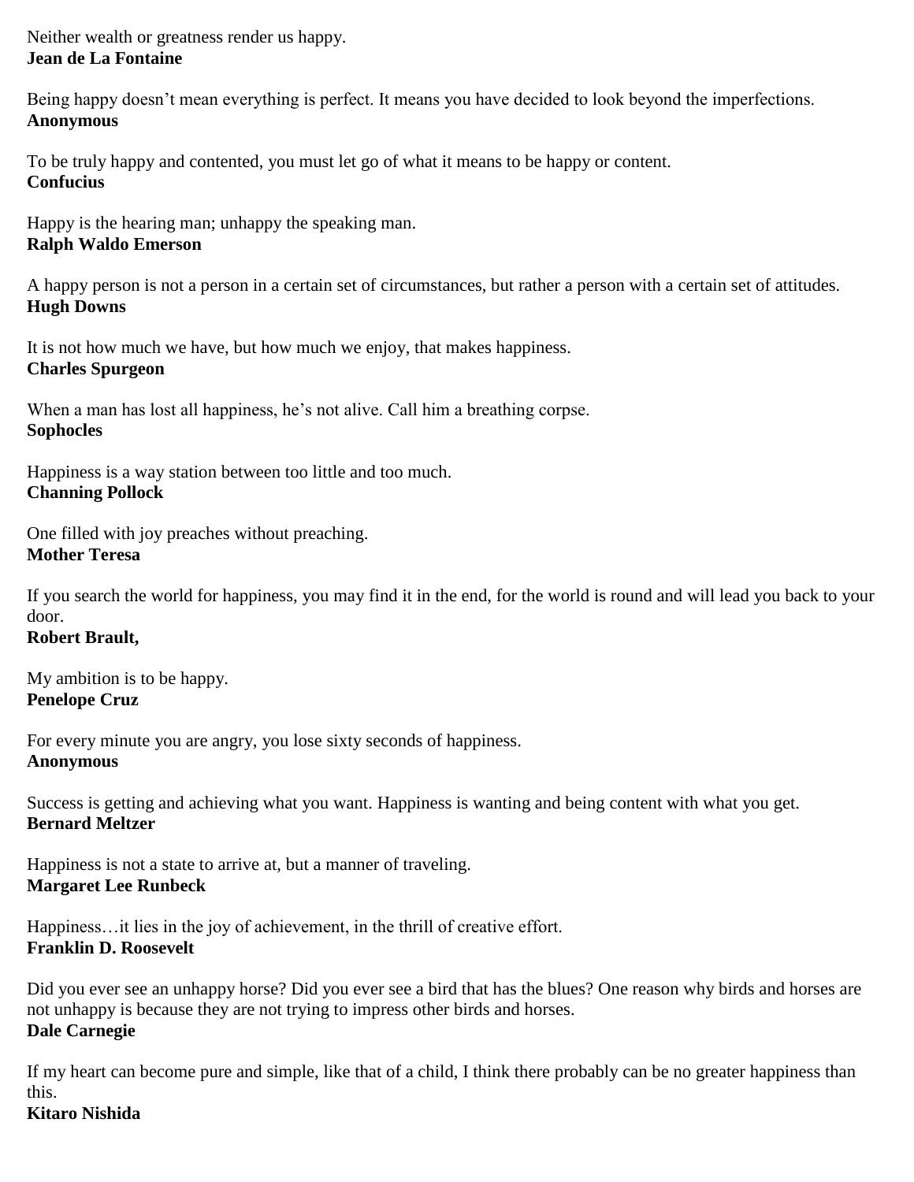Neither wealth or greatness render us happy.
**Jean de La Fontaine**

Being happy doesn't mean everything is perfect. It means you have decided to look beyond the imperfections.
**Anonymous**

To be truly happy and contented, you must let go of what it means to be happy or content.
**Confucius**

Happy is the hearing man; unhappy the speaking man.
**Ralph Waldo Emerson**

A happy person is not a person in a certain set of circumstances, but rather a person with a certain set of attitudes.
**Hugh Downs**

It is not how much we have, but how much we enjoy, that makes happiness.
**Charles Spurgeon**

When a man has lost all happiness, he's not alive. Call him a breathing corpse.
**Sophocles**

Happiness is a way station between too little and too much.
**Channing Pollock**

One filled with joy preaches without preaching.
**Mother Teresa**

If you search the world for happiness, you may find it in the end, for the world is round and will lead you back to your door.
**Robert Brault,**

My ambition is to be happy.
**Penelope Cruz**

For every minute you are angry, you lose sixty seconds of happiness.
**Anonymous**

Success is getting and achieving what you want. Happiness is wanting and being content with what you get.
**Bernard Meltzer**

Happiness is not a state to arrive at, but a manner of traveling.
**Margaret Lee Runbeck**

Happiness…it lies in the joy of achievement, in the thrill of creative effort.
**Franklin D. Roosevelt**

Did you ever see an unhappy horse? Did you ever see a bird that has the blues? One reason why birds and horses are not unhappy is because they are not trying to impress other birds and horses.
**Dale Carnegie**

If my heart can become pure and simple, like that of a child, I think there probably can be no greater happiness than this.
**Kitaro Nishida**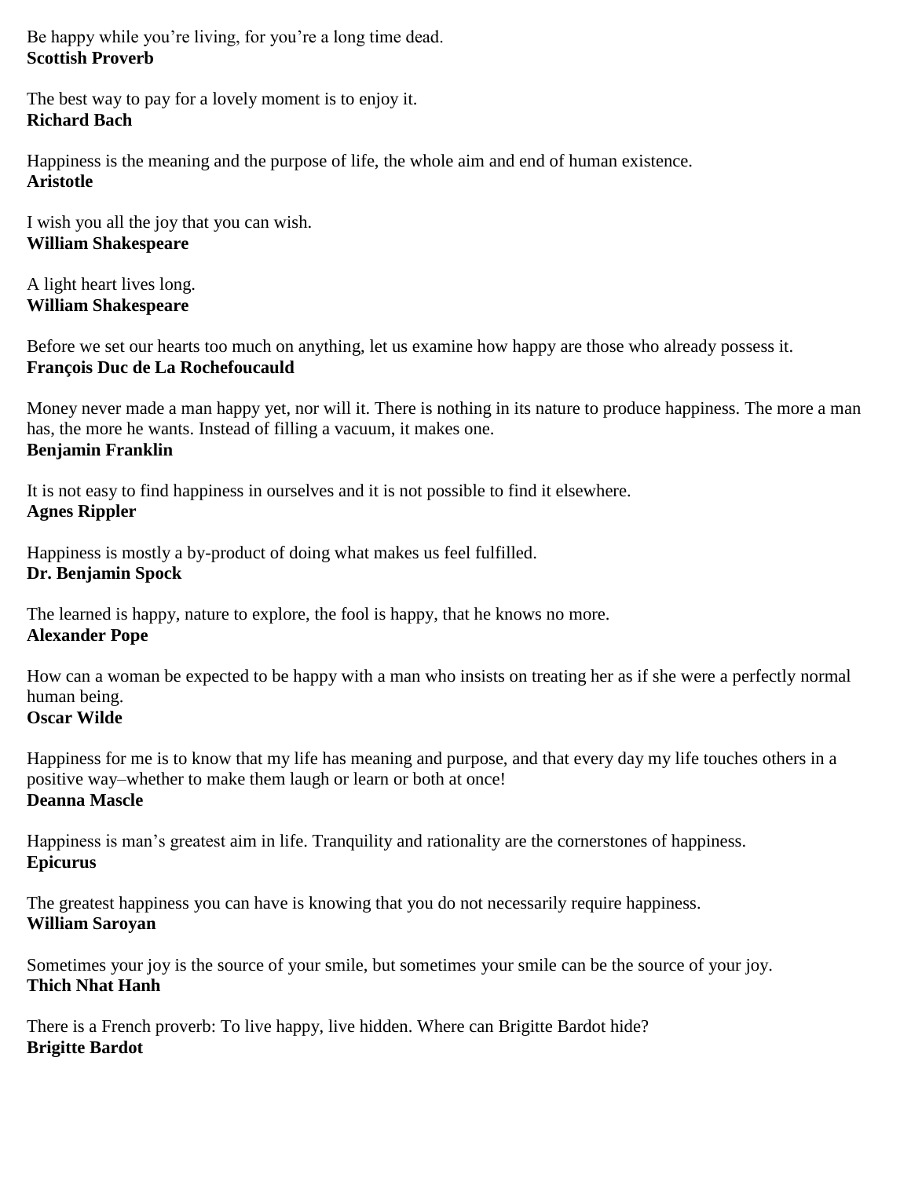Be happy while you're living, for you're a long time dead.
**Scottish Proverb**

The best way to pay for a lovely moment is to enjoy it.
**Richard Bach**

Happiness is the meaning and the purpose of life, the whole aim and end of human existence.
**Aristotle**

I wish you all the joy that you can wish.
**William Shakespeare**

A light heart lives long.
**William Shakespeare**

Before we set our hearts too much on anything, let us examine how happy are those who already possess it.
**François Duc de La Rochefoucauld**

Money never made a man happy yet, nor will it. There is nothing in its nature to produce happiness. The more a man has, the more he wants. Instead of filling a vacuum, it makes one.
**Benjamin Franklin**

It is not easy to find happiness in ourselves and it is not possible to find it elsewhere.
**Agnes Rippler**

Happiness is mostly a by-product of doing what makes us feel fulfilled.
**Dr. Benjamin Spock**

The learned is happy, nature to explore, the fool is happy, that he knows no more.
**Alexander Pope**

How can a woman be expected to be happy with a man who insists on treating her as if she were a perfectly normal human being.
**Oscar Wilde**

Happiness for me is to know that my life has meaning and purpose, and that every day my life touches others in a positive way–whether to make them laugh or learn or both at once!
**Deanna Mascle**

Happiness is man's greatest aim in life. Tranquility and rationality are the cornerstones of happiness.
**Epicurus**

The greatest happiness you can have is knowing that you do not necessarily require happiness.
**William Saroyan**

Sometimes your joy is the source of your smile, but sometimes your smile can be the source of your joy.
**Thich Nhat Hanh**

There is a French proverb: To live happy, live hidden. Where can Brigitte Bardot hide?
**Brigitte Bardot**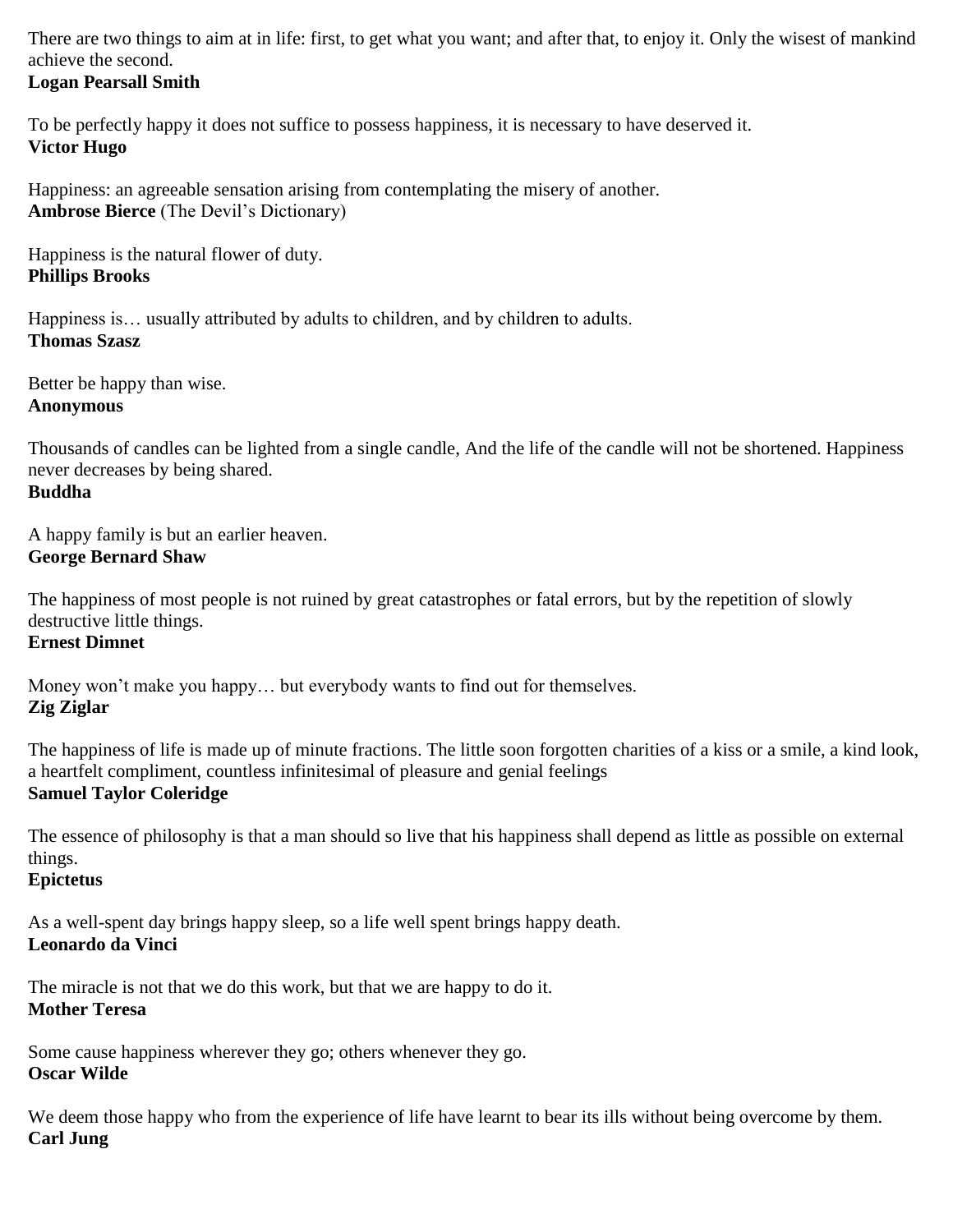There are two things to aim at in life: first, to get what you want; and after that, to enjoy it. Only the wisest of mankind achieve the second.
**Logan Pearsall Smith**

To be perfectly happy it does not suffice to possess happiness, it is necessary to have deserved it.
**Victor Hugo**

Happiness: an agreeable sensation arising from contemplating the misery of another.
**Ambrose Bierce** (The Devil's Dictionary)

Happiness is the natural flower of duty.
**Phillips Brooks**

Happiness is… usually attributed by adults to children, and by children to adults.
**Thomas Szasz**

Better be happy than wise.
**Anonymous**

Thousands of candles can be lighted from a single candle, And the life of the candle will not be shortened. Happiness never decreases by being shared.
**Buddha**

A happy family is but an earlier heaven.
**George Bernard Shaw**

The happiness of most people is not ruined by great catastrophes or fatal errors, but by the repetition of slowly destructive little things.
**Ernest Dimnet**

Money won't make you happy… but everybody wants to find out for themselves.
**Zig Ziglar**

The happiness of life is made up of minute fractions. The little soon forgotten charities of a kiss or a smile, a kind look, a heartfelt compliment, countless infinitesimal of pleasure and genial feelings
**Samuel Taylor Coleridge**

The essence of philosophy is that a man should so live that his happiness shall depend as little as possible on external things.
**Epictetus**

As a well-spent day brings happy sleep, so a life well spent brings happy death.
**Leonardo da Vinci**

The miracle is not that we do this work, but that we are happy to do it.
**Mother Teresa**

Some cause happiness wherever they go; others whenever they go.
**Oscar Wilde**

We deem those happy who from the experience of life have learnt to bear its ills without being overcome by them.
**Carl Jung**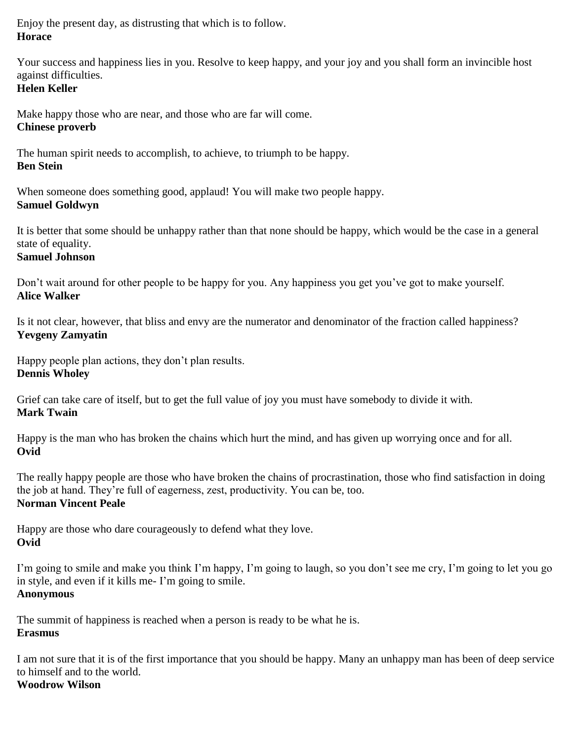Enjoy the present day, as distrusting that which is to follow.
**Horace**

Your success and happiness lies in you. Resolve to keep happy, and your joy and you shall form an invincible host against difficulties.
**Helen Keller**

Make happy those who are near, and those who are far will come.
**Chinese proverb**

The human spirit needs to accomplish, to achieve, to triumph to be happy.
**Ben Stein**

When someone does something good, applaud! You will make two people happy.
**Samuel Goldwyn**

It is better that some should be unhappy rather than that none should be happy, which would be the case in a general state of equality.
**Samuel Johnson**

Don't wait around for other people to be happy for you. Any happiness you get you've got to make yourself.
**Alice Walker**

Is it not clear, however, that bliss and envy are the numerator and denominator of the fraction called happiness?
**Yevgeny Zamyatin**

Happy people plan actions, they don't plan results.
**Dennis Wholey**

Grief can take care of itself, but to get the full value of joy you must have somebody to divide it with.
**Mark Twain**

Happy is the man who has broken the chains which hurt the mind, and has given up worrying once and for all.
**Ovid**

The really happy people are those who have broken the chains of procrastination, those who find satisfaction in doing the job at hand. They're full of eagerness, zest, productivity. You can be, too.
**Norman Vincent Peale**

Happy are those who dare courageously to defend what they love.
**Ovid**

I'm going to smile and make you think I'm happy, I'm going to laugh, so you don't see me cry, I'm going to let you go in style, and even if it kills me- I'm going to smile.
**Anonymous**

The summit of happiness is reached when a person is ready to be what he is.
**Erasmus**

I am not sure that it is of the first importance that you should be happy. Many an unhappy man has been of deep service to himself and to the world.
**Woodrow Wilson**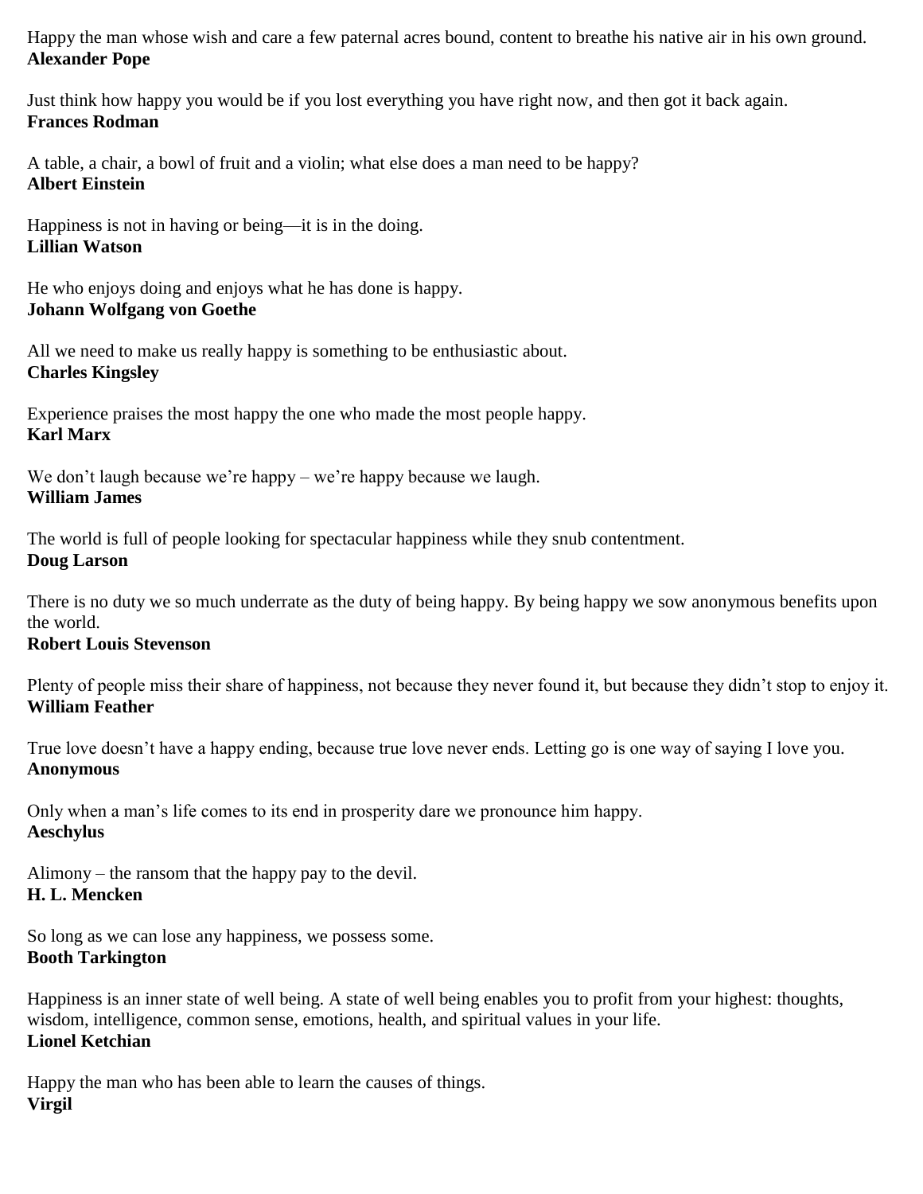Happy the man whose wish and care a few paternal acres bound, content to breathe his native air in his own ground.
**Alexander Pope**

Just think how happy you would be if you lost everything you have right now, and then got it back again.
**Frances Rodman**

A table, a chair, a bowl of fruit and a violin; what else does a man need to be happy?
**Albert Einstein**

Happiness is not in having or being—it is in the doing.
**Lillian Watson**

He who enjoys doing and enjoys what he has done is happy.
**Johann Wolfgang von Goethe**

All we need to make us really happy is something to be enthusiastic about.
**Charles Kingsley**

Experience praises the most happy the one who made the most people happy.
**Karl Marx**

We don't laugh because we're happy – we're happy because we laugh.
**William James**

The world is full of people looking for spectacular happiness while they snub contentment.
**Doug Larson**

There is no duty we so much underrate as the duty of being happy. By being happy we sow anonymous benefits upon the world.
**Robert Louis Stevenson**

Plenty of people miss their share of happiness, not because they never found it, but because they didn't stop to enjoy it.
**William Feather**

True love doesn't have a happy ending, because true love never ends. Letting go is one way of saying I love you.
**Anonymous**

Only when a man's life comes to its end in prosperity dare we pronounce him happy.
**Aeschylus**

Alimony – the ransom that the happy pay to the devil.
**H. L. Mencken**

So long as we can lose any happiness, we possess some.
**Booth Tarkington**

Happiness is an inner state of well being. A state of well being enables you to profit from your highest: thoughts, wisdom, intelligence, common sense, emotions, health, and spiritual values in your life.
**Lionel Ketchian**

Happy the man who has been able to learn the causes of things.
**Virgil**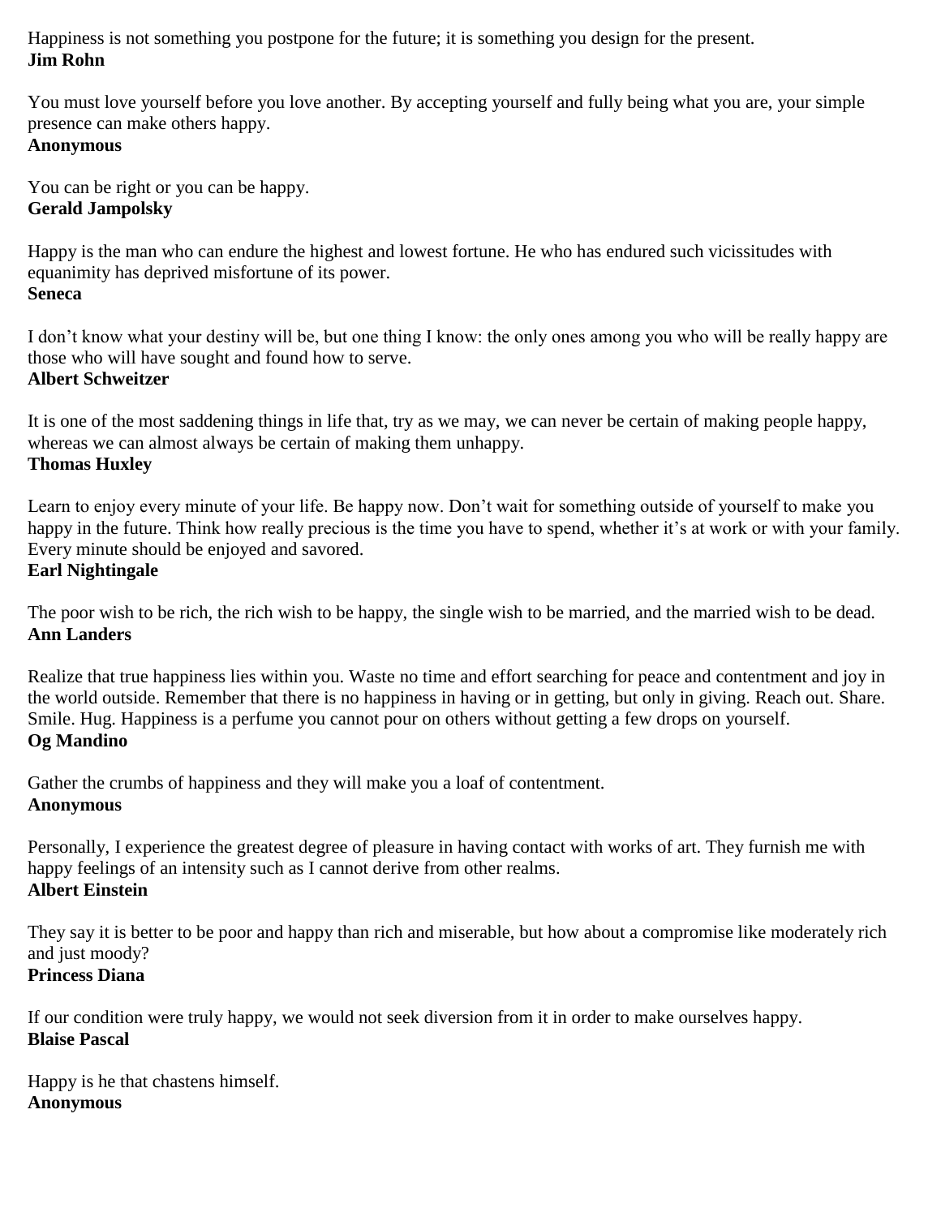Happiness is not something you postpone for the future; it is something you design for the present.
**Jim Rohn**

You must love yourself before you love another. By accepting yourself and fully being what you are, your simple presence can make others happy.
**Anonymous**

You can be right or you can be happy.
**Gerald Jampolsky**

Happy is the man who can endure the highest and lowest fortune. He who has endured such vicissitudes with equanimity has deprived misfortune of its power.
**Seneca**

I don't know what your destiny will be, but one thing I know: the only ones among you who will be really happy are those who will have sought and found how to serve.
**Albert Schweitzer**

It is one of the most saddening things in life that, try as we may, we can never be certain of making people happy, whereas we can almost always be certain of making them unhappy.
**Thomas Huxley**

Learn to enjoy every minute of your life. Be happy now. Don't wait for something outside of yourself to make you happy in the future. Think how really precious is the time you have to spend, whether it's at work or with your family. Every minute should be enjoyed and savored.
**Earl Nightingale**

The poor wish to be rich, the rich wish to be happy, the single wish to be married, and the married wish to be dead.
**Ann Landers**

Realize that true happiness lies within you. Waste no time and effort searching for peace and contentment and joy in the world outside. Remember that there is no happiness in having or in getting, but only in giving. Reach out. Share. Smile. Hug. Happiness is a perfume you cannot pour on others without getting a few drops on yourself.
**Og Mandino**

Gather the crumbs of happiness and they will make you a loaf of contentment.
**Anonymous**

Personally, I experience the greatest degree of pleasure in having contact with works of art. They furnish me with happy feelings of an intensity such as I cannot derive from other realms.
**Albert Einstein**

They say it is better to be poor and happy than rich and miserable, but how about a compromise like moderately rich and just moody?
**Princess Diana**

If our condition were truly happy, we would not seek diversion from it in order to make ourselves happy.
**Blaise Pascal**

Happy is he that chastens himself.
**Anonymous**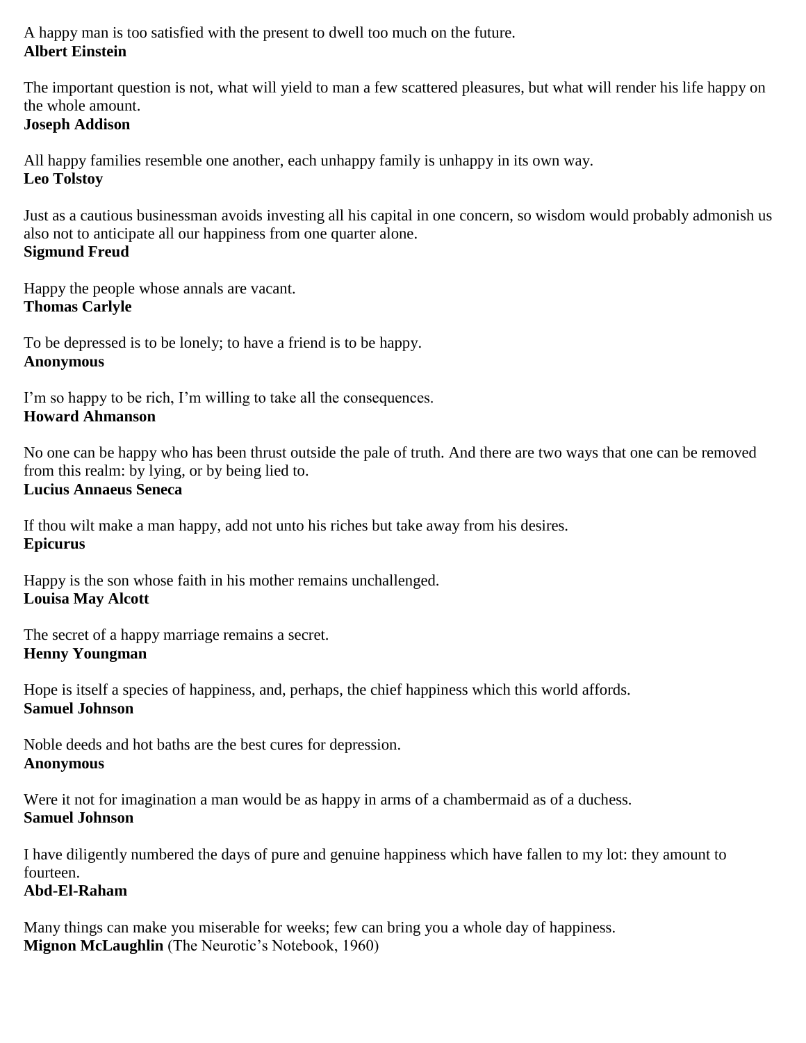A happy man is too satisfied with the present to dwell too much on the future.
**Albert Einstein**

The important question is not, what will yield to man a few scattered pleasures, but what will render his life happy on the whole amount.
**Joseph Addison**

All happy families resemble one another, each unhappy family is unhappy in its own way.
**Leo Tolstoy**

Just as a cautious businessman avoids investing all his capital in one concern, so wisdom would probably admonish us also not to anticipate all our happiness from one quarter alone.
**Sigmund Freud**

Happy the people whose annals are vacant.
**Thomas Carlyle**

To be depressed is to be lonely; to have a friend is to be happy.
**Anonymous**

I'm so happy to be rich, I'm willing to take all the consequences.
**Howard Ahmanson**

No one can be happy who has been thrust outside the pale of truth. And there are two ways that one can be removed from this realm: by lying, or by being lied to.
**Lucius Annaeus Seneca**

If thou wilt make a man happy, add not unto his riches but take away from his desires.
**Epicurus**

Happy is the son whose faith in his mother remains unchallenged.
**Louisa May Alcott**

The secret of a happy marriage remains a secret.
**Henny Youngman**

Hope is itself a species of happiness, and, perhaps, the chief happiness which this world affords.
**Samuel Johnson**

Noble deeds and hot baths are the best cures for depression.
**Anonymous**

Were it not for imagination a man would be as happy in arms of a chambermaid as of a duchess.
**Samuel Johnson**

I have diligently numbered the days of pure and genuine happiness which have fallen to my lot: they amount to fourteen.
**Abd-El-Raham**

Many things can make you miserable for weeks; few can bring you a whole day of happiness.
**Mignon McLaughlin** (The Neurotic's Notebook, 1960)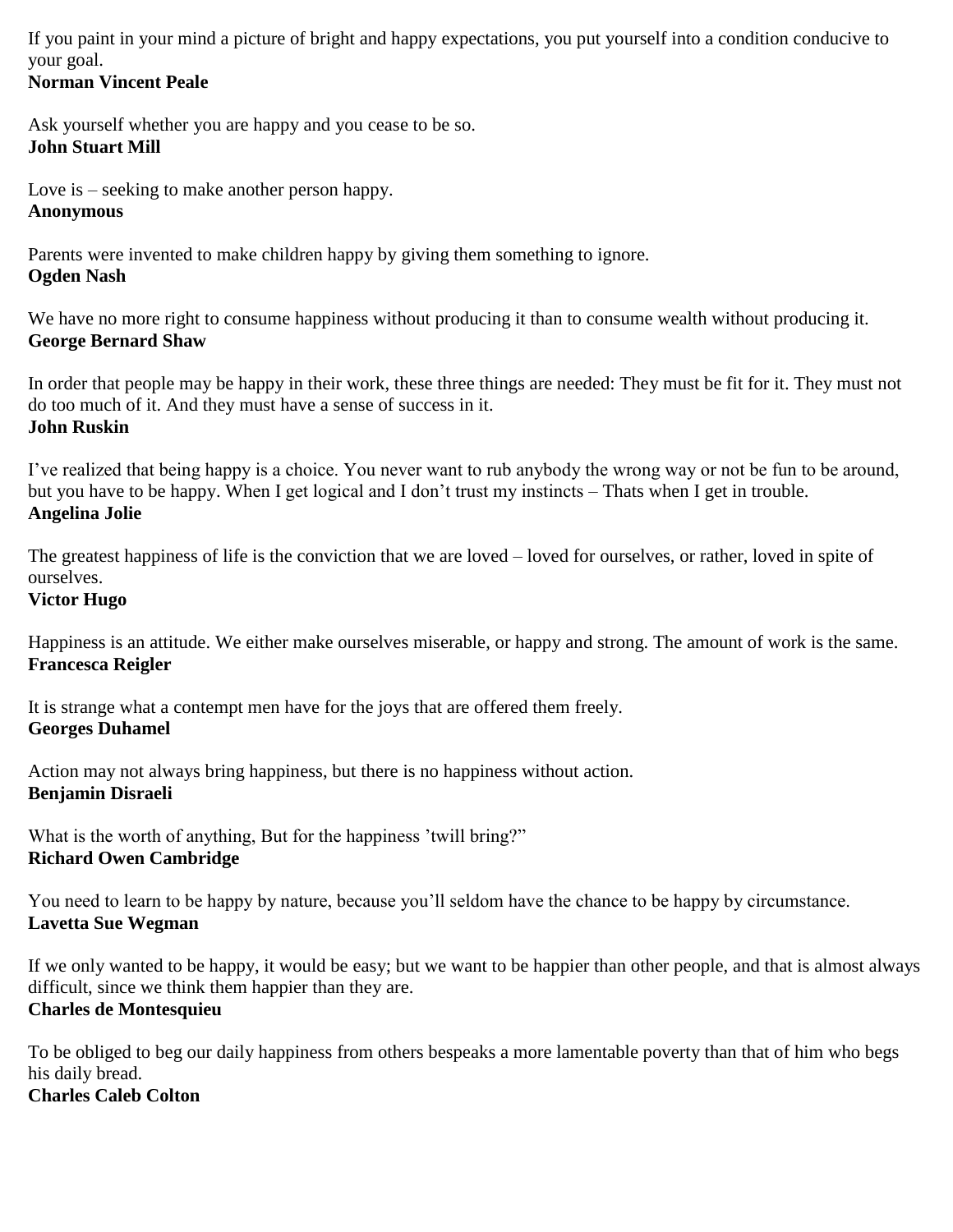If you paint in your mind a picture of bright and happy expectations, you put yourself into a condition conducive to your goal.
**Norman Vincent Peale**

Ask yourself whether you are happy and you cease to be so.
**John Stuart Mill**

Love is – seeking to make another person happy.
**Anonymous**

Parents were invented to make children happy by giving them something to ignore.
**Ogden Nash**

We have no more right to consume happiness without producing it than to consume wealth without producing it.
**George Bernard Shaw**

In order that people may be happy in their work, these three things are needed: They must be fit for it. They must not do too much of it. And they must have a sense of success in it.
**John Ruskin**

I've realized that being happy is a choice. You never want to rub anybody the wrong way or not be fun to be around, but you have to be happy. When I get logical and I don't trust my instincts – Thats when I get in trouble.
**Angelina Jolie**

The greatest happiness of life is the conviction that we are loved – loved for ourselves, or rather, loved in spite of ourselves.
**Victor Hugo**

Happiness is an attitude. We either make ourselves miserable, or happy and strong. The amount of work is the same.
**Francesca Reigler**

It is strange what a contempt men have for the joys that are offered them freely.
**Georges Duhamel**

Action may not always bring happiness, but there is no happiness without action.
**Benjamin Disraeli**

What is the worth of anything, But for the happiness 'twill bring?"
**Richard Owen Cambridge**

You need to learn to be happy by nature, because you'll seldom have the chance to be happy by circumstance.
**Lavetta Sue Wegman**

If we only wanted to be happy, it would be easy; but we want to be happier than other people, and that is almost always difficult, since we think them happier than they are.
**Charles de Montesquieu**

To be obliged to beg our daily happiness from others bespeaks a more lamentable poverty than that of him who begs his daily bread.
**Charles Caleb Colton**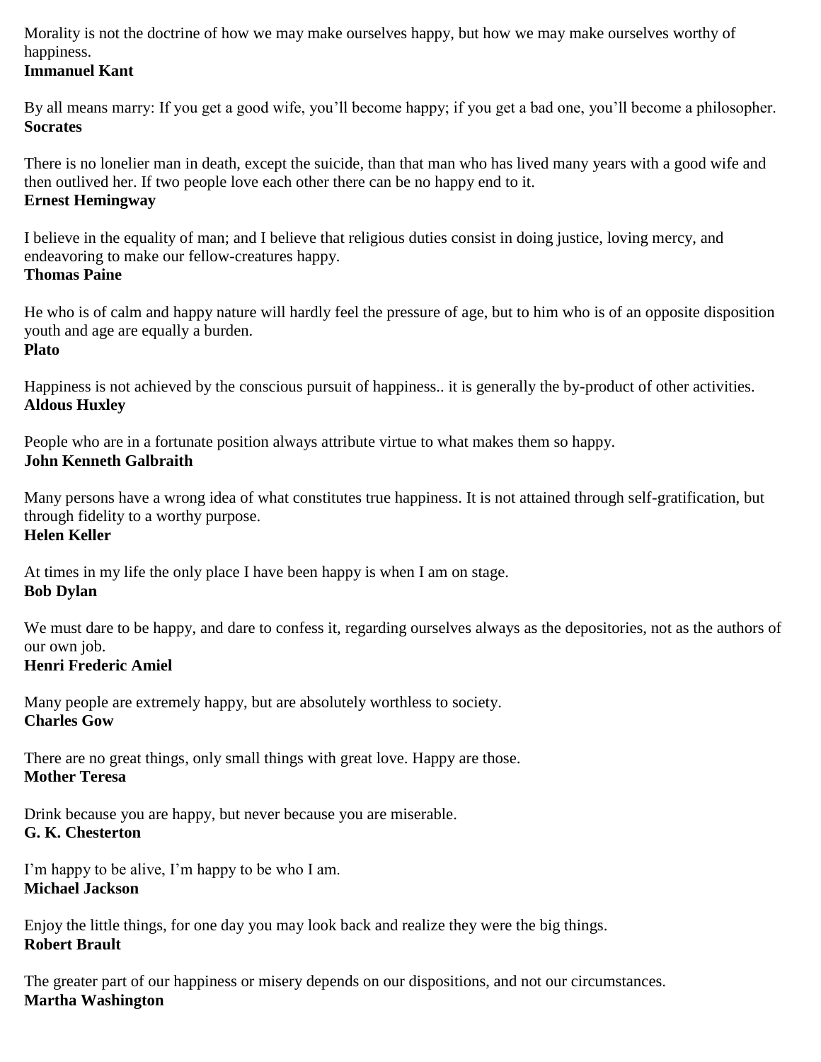Morality is not the doctrine of how we may make ourselves happy, but how we may make ourselves worthy of happiness.
**Immanuel Kant**

By all means marry: If you get a good wife, you'll become happy; if you get a bad one, you'll become a philosopher.
**Socrates**

There is no lonelier man in death, except the suicide, than that man who has lived many years with a good wife and then outlived her. If two people love each other there can be no happy end to it.
**Ernest Hemingway**

I believe in the equality of man; and I believe that religious duties consist in doing justice, loving mercy, and endeavoring to make our fellow-creatures happy.
**Thomas Paine**

He who is of calm and happy nature will hardly feel the pressure of age, but to him who is of an opposite disposition youth and age are equally a burden.
**Plato**

Happiness is not achieved by the conscious pursuit of happiness.. it is generally the by-product of other activities.
**Aldous Huxley**

People who are in a fortunate position always attribute virtue to what makes them so happy.
**John Kenneth Galbraith**

Many persons have a wrong idea of what constitutes true happiness. It is not attained through self-gratification, but through fidelity to a worthy purpose.
**Helen Keller**

At times in my life the only place I have been happy is when I am on stage.
**Bob Dylan**

We must dare to be happy, and dare to confess it, regarding ourselves always as the depositories, not as the authors of our own job.
**Henri Frederic Amiel**

Many people are extremely happy, but are absolutely worthless to society.
**Charles Gow**

There are no great things, only small things with great love. Happy are those.
**Mother Teresa**

Drink because you are happy, but never because you are miserable.
**G. K. Chesterton**

I'm happy to be alive, I'm happy to be who I am.
**Michael Jackson**

Enjoy the little things, for one day you may look back and realize they were the big things.
**Robert Brault**

The greater part of our happiness or misery depends on our dispositions, and not our circumstances.
**Martha Washington**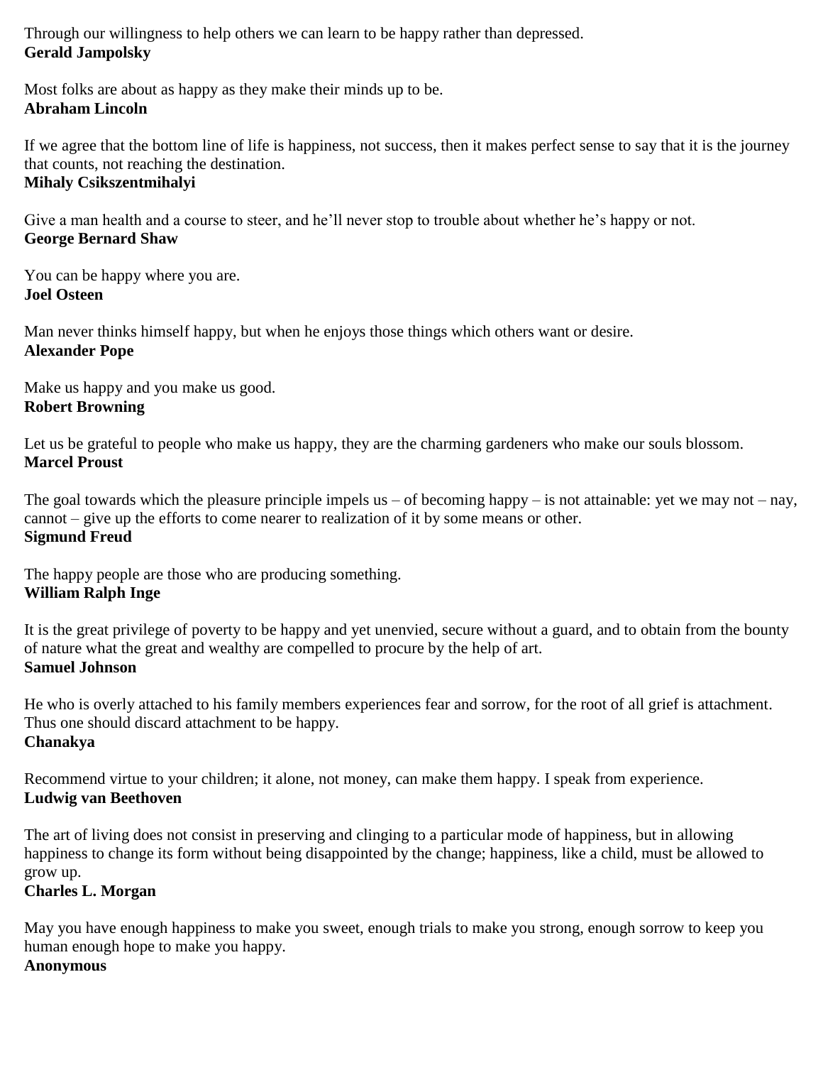Through our willingness to help others we can learn to be happy rather than depressed.
**Gerald Jampolsky**

Most folks are about as happy as they make their minds up to be.
**Abraham Lincoln**

If we agree that the bottom line of life is happiness, not success, then it makes perfect sense to say that it is the journey that counts, not reaching the destination.
**Mihaly Csikszentmihalyi**

Give a man health and a course to steer, and he'll never stop to trouble about whether he's happy or not.
**George Bernard Shaw**

You can be happy where you are.
**Joel Osteen**

Man never thinks himself happy, but when he enjoys those things which others want or desire.
**Alexander Pope**

Make us happy and you make us good.
**Robert Browning**

Let us be grateful to people who make us happy, they are the charming gardeners who make our souls blossom.
**Marcel Proust**

The goal towards which the pleasure principle impels us – of becoming happy – is not attainable: yet we may not – nay, cannot – give up the efforts to come nearer to realization of it by some means or other.
**Sigmund Freud**

The happy people are those who are producing something.
**William Ralph Inge**

It is the great privilege of poverty to be happy and yet unenvied, secure without a guard, and to obtain from the bounty of nature what the great and wealthy are compelled to procure by the help of art.
**Samuel Johnson**

He who is overly attached to his family members experiences fear and sorrow, for the root of all grief is attachment. Thus one should discard attachment to be happy.
**Chanakya**

Recommend virtue to your children; it alone, not money, can make them happy. I speak from experience.
**Ludwig van Beethoven**

The art of living does not consist in preserving and clinging to a particular mode of happiness, but in allowing happiness to change its form without being disappointed by the change; happiness, like a child, must be allowed to grow up.
**Charles L. Morgan**

May you have enough happiness to make you sweet, enough trials to make you strong, enough sorrow to keep you human enough hope to make you happy.
**Anonymous**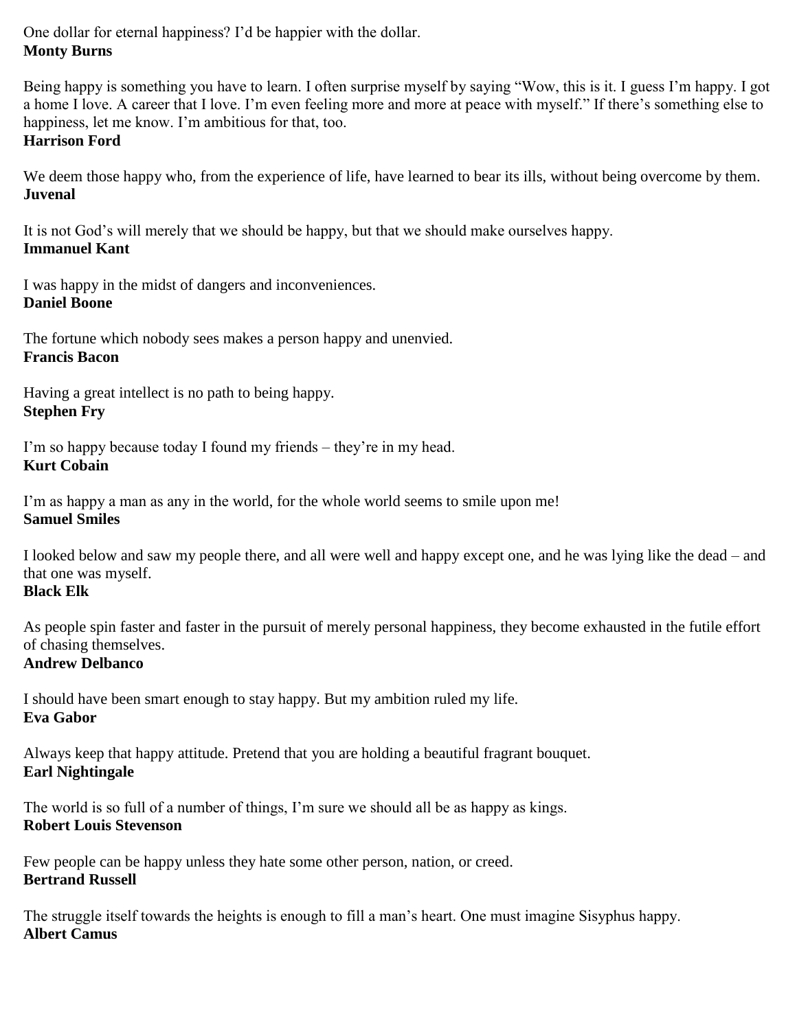One dollar for eternal happiness? I'd be happier with the dollar.
**Monty Burns**

Being happy is something you have to learn. I often surprise myself by saying "Wow, this is it. I guess I'm happy. I got a home I love. A career that I love. I'm even feeling more and more at peace with myself." If there's something else to happiness, let me know. I'm ambitious for that, too.
**Harrison Ford**

We deem those happy who, from the experience of life, have learned to bear its ills, without being overcome by them.
**Juvenal**

It is not God's will merely that we should be happy, but that we should make ourselves happy.
**Immanuel Kant**

I was happy in the midst of dangers and inconveniences.
**Daniel Boone**

The fortune which nobody sees makes a person happy and unenvied.
**Francis Bacon**

Having a great intellect is no path to being happy.
**Stephen Fry**

I'm so happy because today I found my friends – they're in my head.
**Kurt Cobain**

I'm as happy a man as any in the world, for the whole world seems to smile upon me!
**Samuel Smiles**

I looked below and saw my people there, and all were well and happy except one, and he was lying like the dead – and that one was myself.
**Black Elk**

As people spin faster and faster in the pursuit of merely personal happiness, they become exhausted in the futile effort of chasing themselves.
**Andrew Delbanco**

I should have been smart enough to stay happy. But my ambition ruled my life.
**Eva Gabor**

Always keep that happy attitude. Pretend that you are holding a beautiful fragrant bouquet.
**Earl Nightingale**

The world is so full of a number of things, I'm sure we should all be as happy as kings.
**Robert Louis Stevenson**

Few people can be happy unless they hate some other person, nation, or creed.
**Bertrand Russell**

The struggle itself towards the heights is enough to fill a man's heart. One must imagine Sisyphus happy.
**Albert Camus**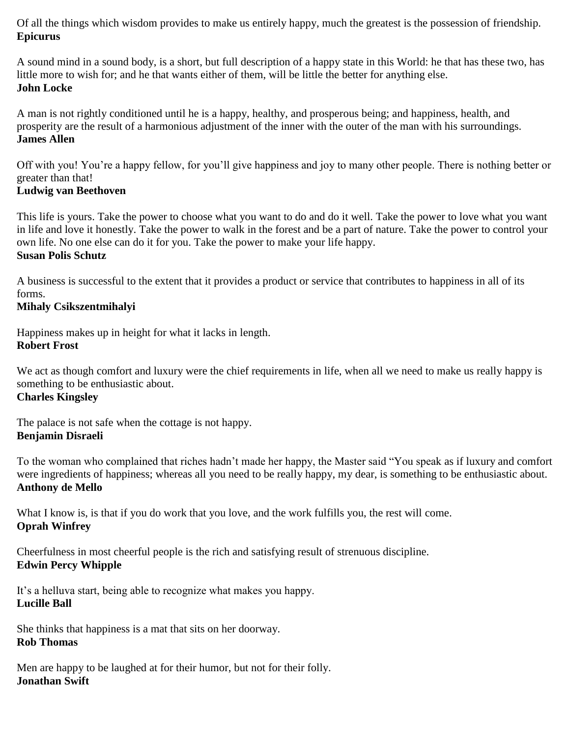Of all the things which wisdom provides to make us entirely happy, much the greatest is the possession of friendship.
**Epicurus**

A sound mind in a sound body, is a short, but full description of a happy state in this World: he that has these two, has little more to wish for; and he that wants either of them, will be little the better for anything else.
**John Locke**

A man is not rightly conditioned until he is a happy, healthy, and prosperous being; and happiness, health, and prosperity are the result of a harmonious adjustment of the inner with the outer of the man with his surroundings.
**James Allen**

Off with you! You're a happy fellow, for you'll give happiness and joy to many other people. There is nothing better or greater than that!
**Ludwig van Beethoven**

This life is yours. Take the power to choose what you want to do and do it well. Take the power to love what you want in life and love it honestly. Take the power to walk in the forest and be a part of nature. Take the power to control your own life. No one else can do it for you. Take the power to make your life happy.
**Susan Polis Schutz**

A business is successful to the extent that it provides a product or service that contributes to happiness in all of its forms.
**Mihaly Csikszentmihalyi**

Happiness makes up in height for what it lacks in length.
**Robert Frost**

We act as though comfort and luxury were the chief requirements in life, when all we need to make us really happy is something to be enthusiastic about.
**Charles Kingsley**

The palace is not safe when the cottage is not happy.
**Benjamin Disraeli**

To the woman who complained that riches hadn't made her happy, the Master said "You speak as if luxury and comfort were ingredients of happiness; whereas all you need to be really happy, my dear, is something to be enthusiastic about.
**Anthony de Mello**

What I know is, is that if you do work that you love, and the work fulfills you, the rest will come.
**Oprah Winfrey**

Cheerfulness in most cheerful people is the rich and satisfying result of strenuous discipline.
**Edwin Percy Whipple**

It's a helluva start, being able to recognize what makes you happy.
**Lucille Ball**

She thinks that happiness is a mat that sits on her doorway.
**Rob Thomas**

Men are happy to be laughed at for their humor, but not for their folly.
**Jonathan Swift**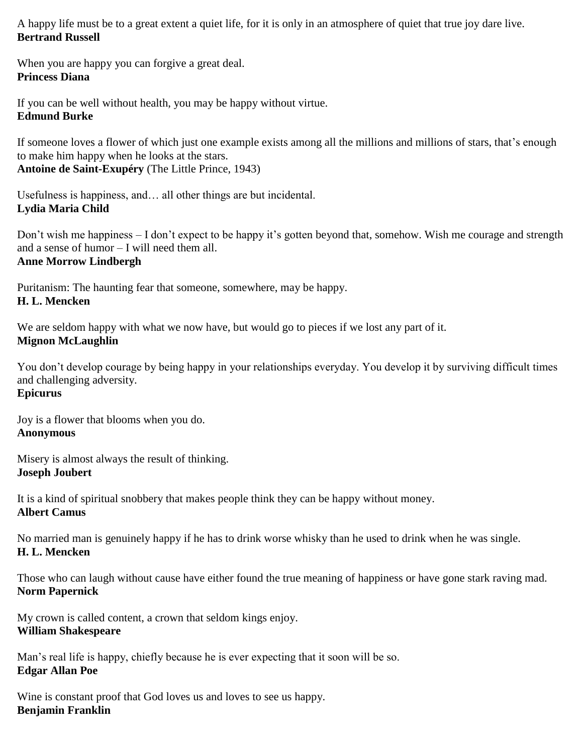A happy life must be to a great extent a quiet life, for it is only in an atmosphere of quiet that true joy dare live.
**Bertrand Russell**

When you are happy you can forgive a great deal.
**Princess Diana**

If you can be well without health, you may be happy without virtue.
**Edmund Burke**

If someone loves a flower of which just one example exists among all the millions and millions of stars, that's enough to make him happy when he looks at the stars.
**Antoine de Saint-Exupéry** (The Little Prince, 1943)

Usefulness is happiness, and… all other things are but incidental.
**Lydia Maria Child**

Don't wish me happiness – I don't expect to be happy it's gotten beyond that, somehow. Wish me courage and strength and a sense of humor – I will need them all.
**Anne Morrow Lindbergh**

Puritanism: The haunting fear that someone, somewhere, may be happy.
**H. L. Mencken**

We are seldom happy with what we now have, but would go to pieces if we lost any part of it.
**Mignon McLaughlin**

You don't develop courage by being happy in your relationships everyday. You develop it by surviving difficult times and challenging adversity.
**Epicurus**

Joy is a flower that blooms when you do.
**Anonymous**

Misery is almost always the result of thinking.
**Joseph Joubert**

It is a kind of spiritual snobbery that makes people think they can be happy without money.
**Albert Camus**

No married man is genuinely happy if he has to drink worse whisky than he used to drink when he was single.
**H. L. Mencken**

Those who can laugh without cause have either found the true meaning of happiness or have gone stark raving mad.
**Norm Papernick**

My crown is called content, a crown that seldom kings enjoy.
**William Shakespeare**

Man's real life is happy, chiefly because he is ever expecting that it soon will be so.
**Edgar Allan Poe**

Wine is constant proof that God loves us and loves to see us happy.
**Benjamin Franklin**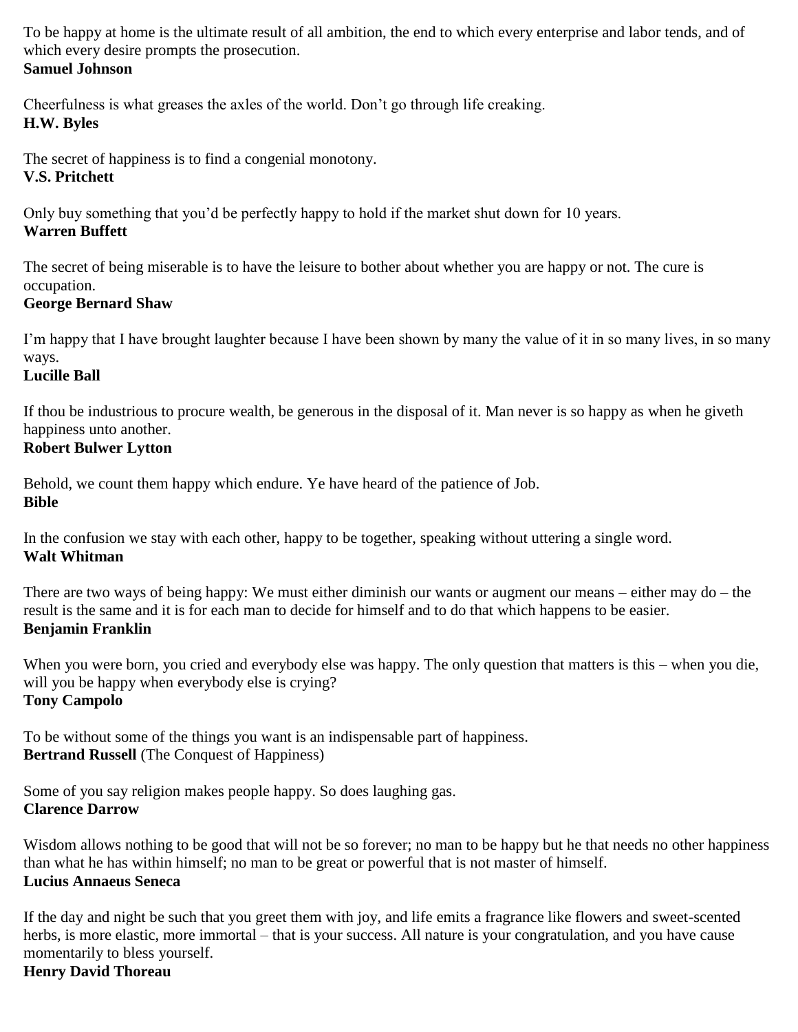To be happy at home is the ultimate result of all ambition, the end to which every enterprise and labor tends, and of which every desire prompts the prosecution.
**Samuel Johnson**

Cheerfulness is what greases the axles of the world. Don't go through life creaking.
**H.W. Byles**

The secret of happiness is to find a congenial monotony.
**V.S. Pritchett**

Only buy something that you'd be perfectly happy to hold if the market shut down for 10 years.
**Warren Buffett**

The secret of being miserable is to have the leisure to bother about whether you are happy or not. The cure is occupation.
**George Bernard Shaw**

I'm happy that I have brought laughter because I have been shown by many the value of it in so many lives, in so many ways.
**Lucille Ball**

If thou be industrious to procure wealth, be generous in the disposal of it. Man never is so happy as when he giveth happiness unto another.
**Robert Bulwer Lytton**

Behold, we count them happy which endure. Ye have heard of the patience of Job.
**Bible**

In the confusion we stay with each other, happy to be together, speaking without uttering a single word.
**Walt Whitman**

There are two ways of being happy: We must either diminish our wants or augment our means – either may do – the result is the same and it is for each man to decide for himself and to do that which happens to be easier.
**Benjamin Franklin**

When you were born, you cried and everybody else was happy. The only question that matters is this – when you die, will you be happy when everybody else is crying?
**Tony Campolo**

To be without some of the things you want is an indispensable part of happiness.
**Bertrand Russell** (The Conquest of Happiness)

Some of you say religion makes people happy. So does laughing gas.
**Clarence Darrow**

Wisdom allows nothing to be good that will not be so forever; no man to be happy but he that needs no other happiness than what he has within himself; no man to be great or powerful that is not master of himself.
**Lucius Annaeus Seneca**

If the day and night be such that you greet them with joy, and life emits a fragrance like flowers and sweet-scented herbs, is more elastic, more immortal – that is your success. All nature is your congratulation, and you have cause momentarily to bless yourself.
**Henry David Thoreau**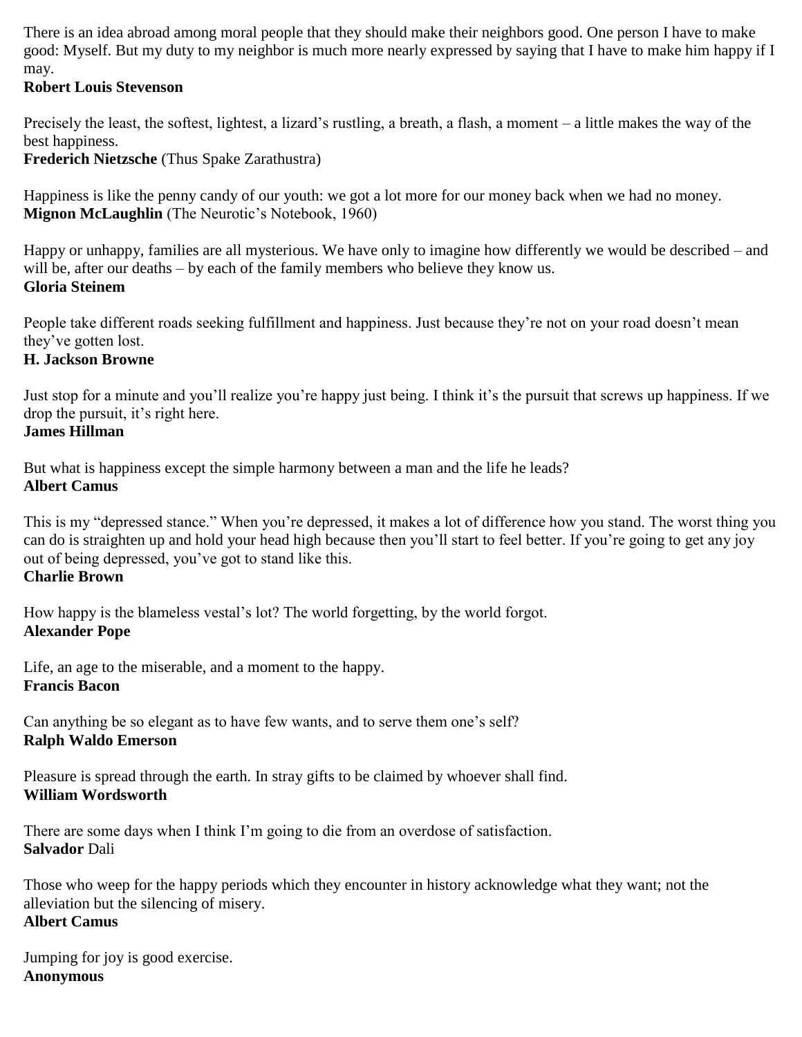There is an idea abroad among moral people that they should make their neighbors good. One person I have to make good: Myself. But my duty to my neighbor is much more nearly expressed by saying that I have to make him happy if I may.
**Robert Louis Stevenson**

Precisely the least, the softest, lightest, a lizard's rustling, a breath, a flash, a moment – a little makes the way of the best happiness.
**Frederich Nietzsche** (Thus Spake Zarathustra)

Happiness is like the penny candy of our youth: we got a lot more for our money back when we had no money.
**Mignon McLaughlin** (The Neurotic's Notebook, 1960)

Happy or unhappy, families are all mysterious. We have only to imagine how differently we would be described – and will be, after our deaths – by each of the family members who believe they know us.
**Gloria Steinem**

People take different roads seeking fulfillment and happiness. Just because they're not on your road doesn't mean they've gotten lost.
**H. Jackson Browne**

Just stop for a minute and you'll realize you're happy just being. I think it's the pursuit that screws up happiness. If we drop the pursuit, it's right here.
**James Hillman**

But what is happiness except the simple harmony between a man and the life he leads?
**Albert Camus**

This is my "depressed stance." When you're depressed, it makes a lot of difference how you stand. The worst thing you can do is straighten up and hold your head high because then you'll start to feel better. If you're going to get any joy out of being depressed, you've got to stand like this.
**Charlie Brown**

How happy is the blameless vestal's lot? The world forgetting, by the world forgot.
**Alexander Pope**

Life, an age to the miserable, and a moment to the happy.
**Francis Bacon**

Can anything be so elegant as to have few wants, and to serve them one's self?
**Ralph Waldo Emerson**

Pleasure is spread through the earth. In stray gifts to be claimed by whoever shall find.
**William Wordsworth**

There are some days when I think I'm going to die from an overdose of satisfaction.
**Salvador** Dali

Those who weep for the happy periods which they encounter in history acknowledge what they want; not the alleviation but the silencing of misery.
**Albert Camus**

Jumping for joy is good exercise.
**Anonymous**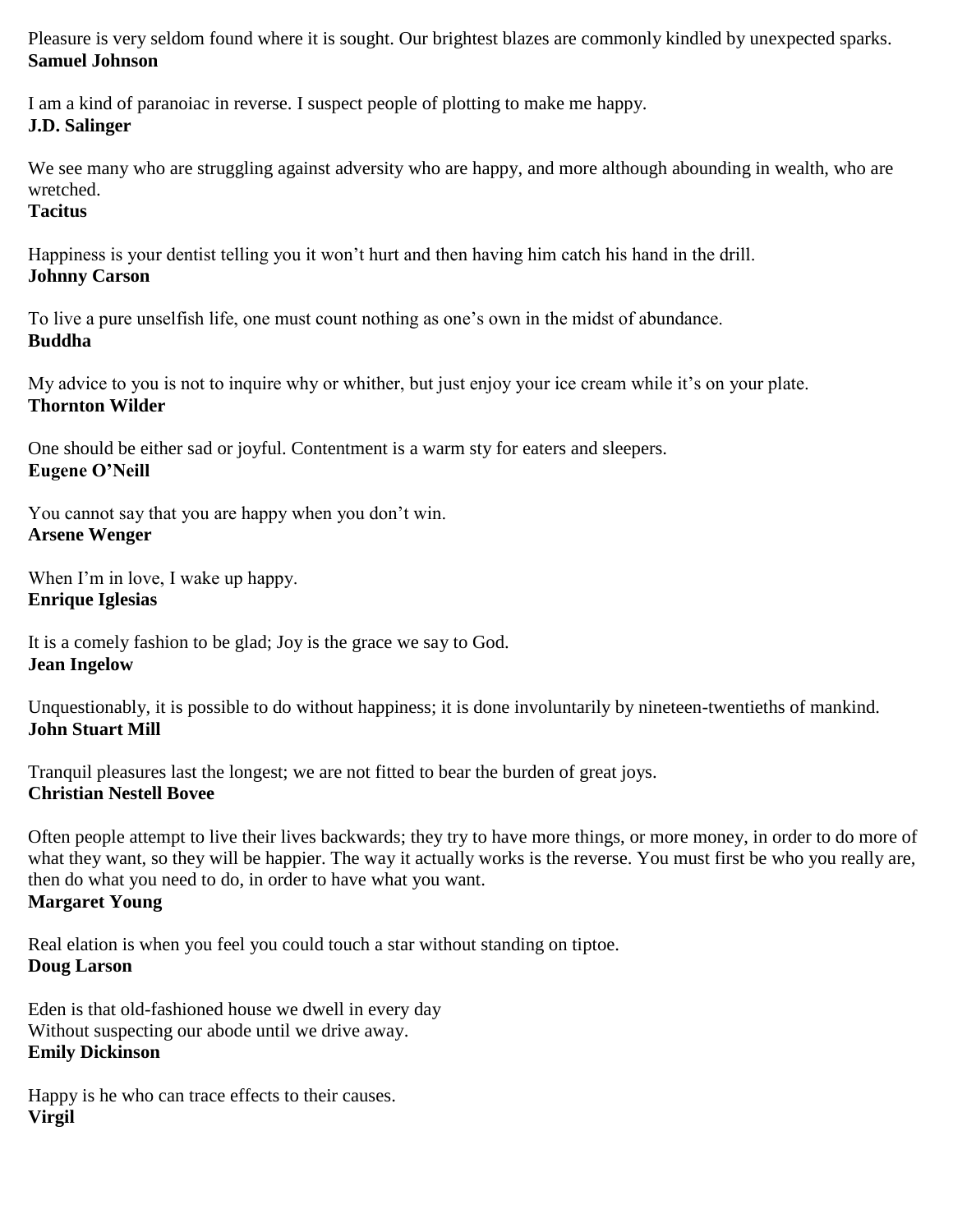Pleasure is very seldom found where it is sought. Our brightest blazes are commonly kindled by unexpected sparks.
**Samuel Johnson**

I am a kind of paranoiac in reverse. I suspect people of plotting to make me happy.
**J.D. Salinger**

We see many who are struggling against adversity who are happy, and more although abounding in wealth, who are wretched.
**Tacitus**

Happiness is your dentist telling you it won't hurt and then having him catch his hand in the drill.
**Johnny Carson**

To live a pure unselfish life, one must count nothing as one's own in the midst of abundance.
**Buddha**

My advice to you is not to inquire why or whither, but just enjoy your ice cream while it's on your plate.
**Thornton Wilder**

One should be either sad or joyful. Contentment is a warm sty for eaters and sleepers.
**Eugene O'Neill**

You cannot say that you are happy when you don't win.
**Arsene Wenger**

When I'm in love, I wake up happy.
**Enrique Iglesias**

It is a comely fashion to be glad; Joy is the grace we say to God.
**Jean Ingelow**

Unquestionably, it is possible to do without happiness; it is done involuntarily by nineteen-twentieths of mankind.
**John Stuart Mill**

Tranquil pleasures last the longest; we are not fitted to bear the burden of great joys.
**Christian Nestell Bovee**

Often people attempt to live their lives backwards; they try to have more things, or more money, in order to do more of what they want, so they will be happier. The way it actually works is the reverse. You must first be who you really are, then do what you need to do, in order to have what you want.
**Margaret Young**

Real elation is when you feel you could touch a star without standing on tiptoe.
**Doug Larson**

Eden is that old-fashioned house we dwell in every day
Without suspecting our abode until we drive away.
**Emily Dickinson**

Happy is he who can trace effects to their causes.
**Virgil**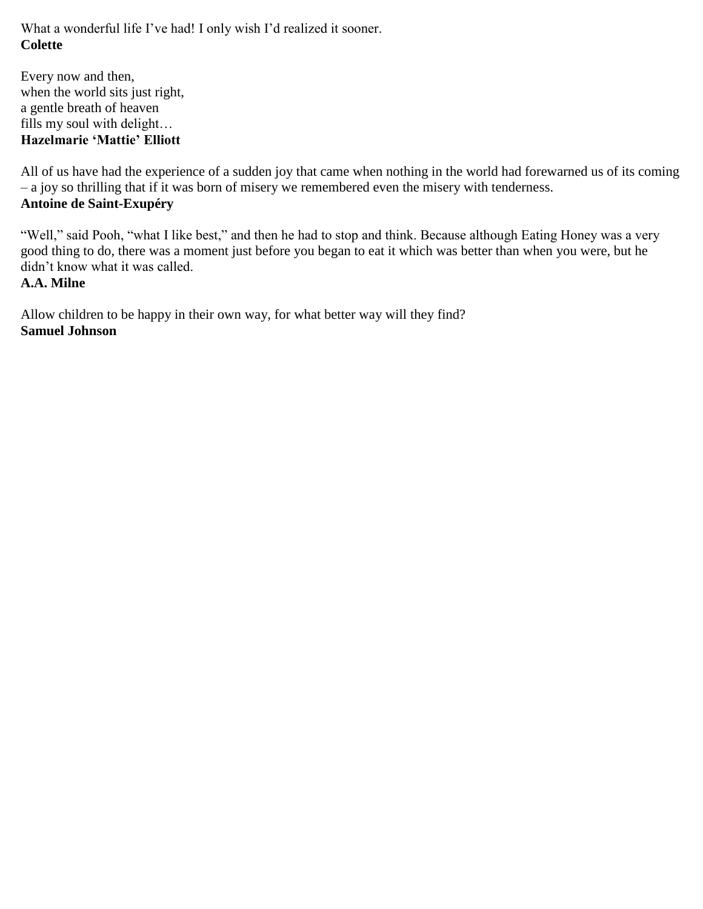What a wonderful life I've had! I only wish I'd realized it sooner.
**Colette**

Every now and then,
when the world sits just right,
a gentle breath of heaven
fills my soul with delight…
**Hazelmarie 'Mattie' Elliott**

All of us have had the experience of a sudden joy that came when nothing in the world had forewarned us of its coming – a joy so thrilling that if it was born of misery we remembered even the misery with tenderness.
**Antoine de Saint-Exupéry**

"Well," said Pooh, "what I like best," and then he had to stop and think. Because although Eating Honey was a very good thing to do, there was a moment just before you began to eat it which was better than when you were, but he didn't know what it was called.
**A.A. Milne**

Allow children to be happy in their own way, for what better way will they find?
**Samuel Johnson**